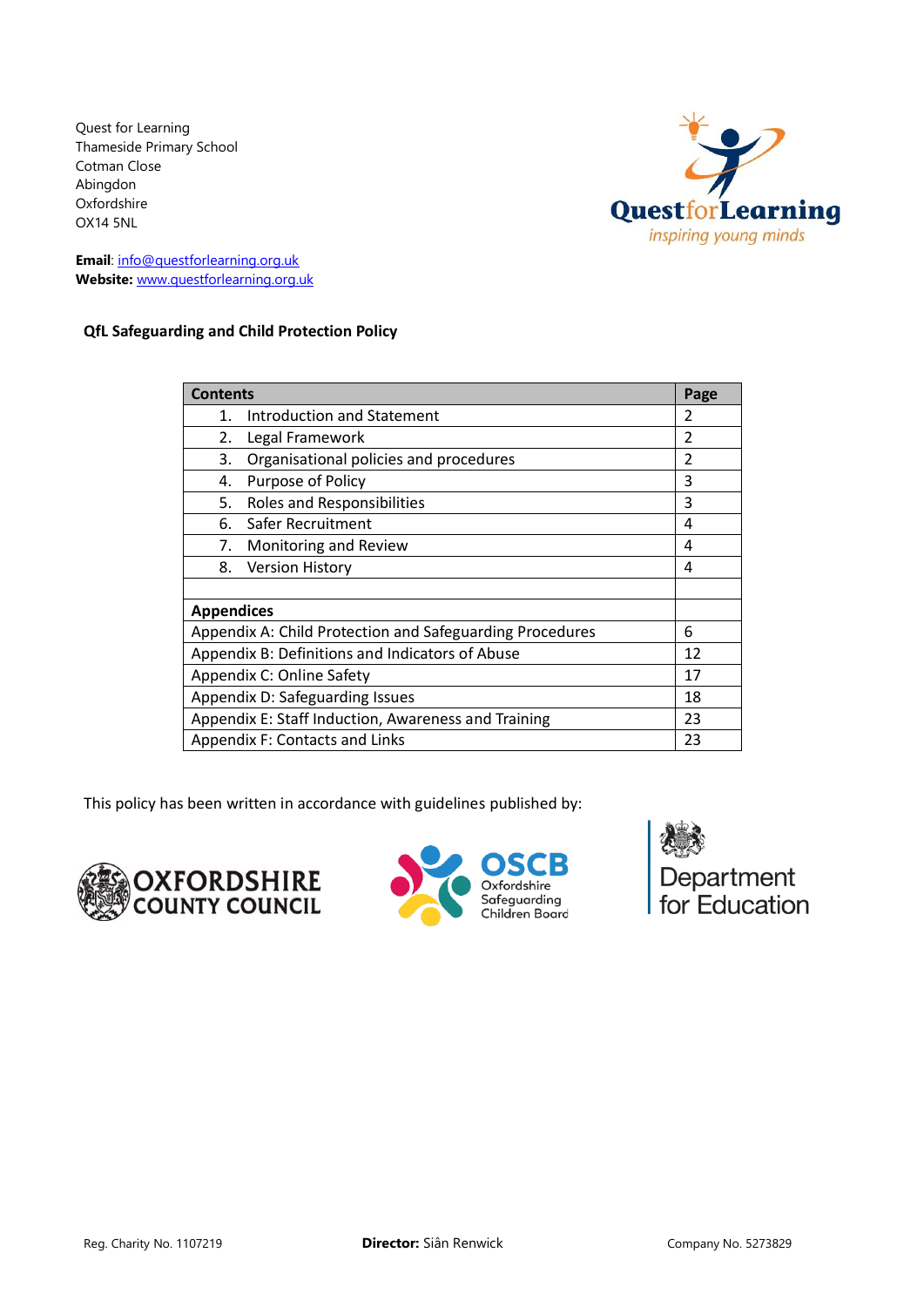Quest for Learning
Thameside Primary School
Cotman Close
Abingdon
Oxfordshire
OX14 5NL

**Email**: info@questforlearning.org.uk
**Website:** www.questforlearning.org.uk

## QfL Safeguarding and Child Protection Policy

| Contents | Page |
|---|---|
| 1. Introduction and Statement | 2 |
| 2. Legal Framework | 2 |
| 3. Organisational policies and procedures | 2 |
| 4. Purpose of Policy | 3 |
| 5. Roles and Responsibilities | 3 |
| 6. Safer Recruitment | 4 |
| 7. Monitoring and Review | 4 |
| 8. Version History | 4 |
| | |
| **Appendices** | |
| Appendix A: Child Protection and Safeguarding Procedures | 6 |
| Appendix B: Definitions and Indicators of Abuse | 12 |
| Appendix C: Online Safety | 17 |
| Appendix D: Safeguarding Issues | 18 |
| Appendix E: Staff Induction, Awareness and Training | 23 |
| Appendix F: Contacts and Links | 23 |

This policy has been written in accordance with guidelines published by:

Oxfordshire County Council

OSCB Oxfordshire Safeguarding Children Board

Department for Education

Reg. Charity No. 1107219 **Director:** Siân Renwick Company No. 5273829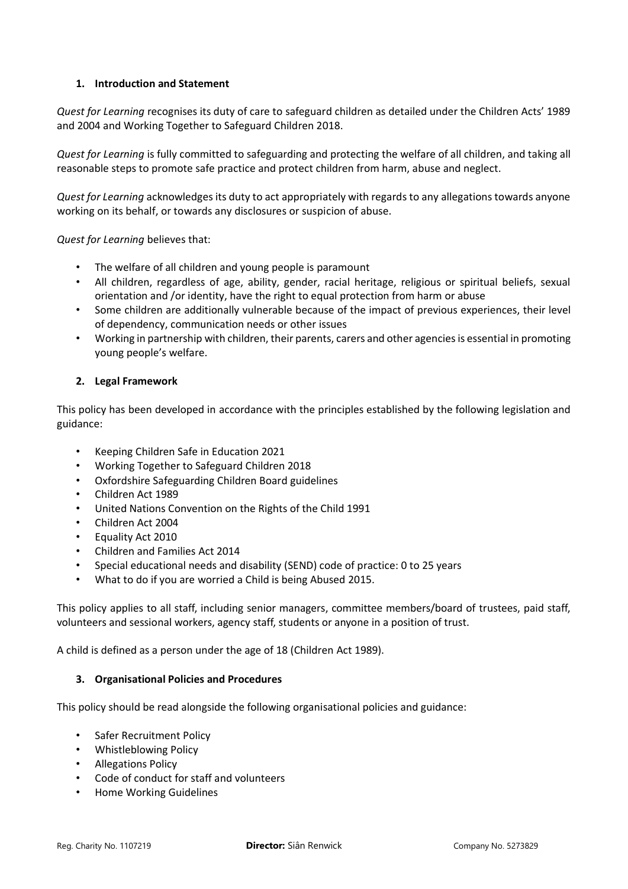## 1. Introduction and Statement

*Quest for Learning* recognises its duty of care to safeguard children as detailed under the Children Acts' 1989 and 2004 and Working Together to Safeguard Children 2018.

*Quest for Learning* is fully committed to safeguarding and protecting the welfare of all children, and taking all reasonable steps to promote safe practice and protect children from harm, abuse and neglect.

*Quest for Learning* acknowledges its duty to act appropriately with regards to any allegations towards anyone working on its behalf, or towards any disclosures or suspicion of abuse.

*Quest for Learning* believes that:

- The welfare of all children and young people is paramount
- All children, regardless of age, ability, gender, racial heritage, religious or spiritual beliefs, sexual orientation and /or identity, have the right to equal protection from harm or abuse
- Some children are additionally vulnerable because of the impact of previous experiences, their level of dependency, communication needs or other issues
- Working in partnership with children, their parents, carers and other agencies is essential in promoting young people's welfare.

## 2. Legal Framework

This policy has been developed in accordance with the principles established by the following legislation and guidance:

- Keeping Children Safe in Education 2021
- Working Together to Safeguard Children 2018
- Oxfordshire Safeguarding Children Board guidelines
- Children Act 1989
- United Nations Convention on the Rights of the Child 1991
- Children Act 2004
- Equality Act 2010
- Children and Families Act 2014
- Special educational needs and disability (SEND) code of practice: 0 to 25 years
- What to do if you are worried a Child is being Abused 2015.

This policy applies to all staff, including senior managers, committee members/board of trustees, paid staff, volunteers and sessional workers, agency staff, students or anyone in a position of trust.

A child is defined as a person under the age of 18 (Children Act 1989).

## 3. Organisational Policies and Procedures

This policy should be read alongside the following organisational policies and guidance:

- Safer Recruitment Policy
- Whistleblowing Policy
- Allegations Policy
- Code of conduct for staff and volunteers
- Home Working Guidelines

Reg. Charity No. 1107219 **Director:** Siân Renwick Company No. 5273829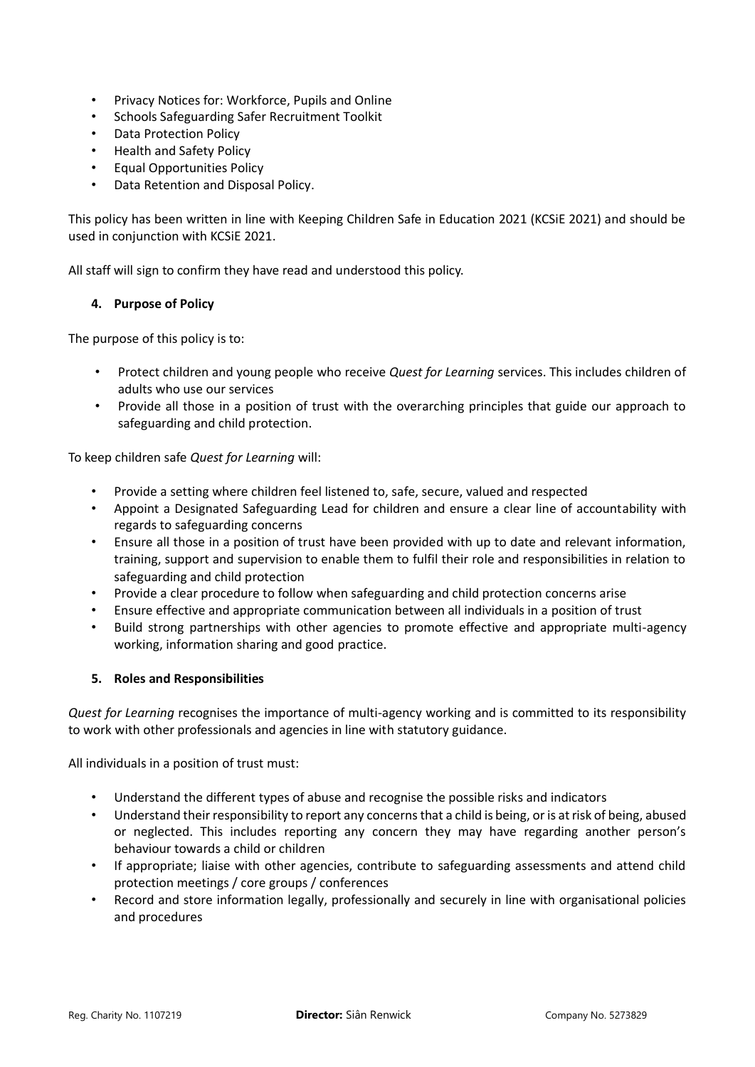- Privacy Notices for: Workforce, Pupils and Online
- Schools Safeguarding Safer Recruitment Toolkit
- Data Protection Policy
- Health and Safety Policy
- Equal Opportunities Policy
- Data Retention and Disposal Policy.

This policy has been written in line with Keeping Children Safe in Education 2021 (KCSiE 2021) and should be used in conjunction with KCSiE 2021.

All staff will sign to confirm they have read and understood this policy.

## 4. Purpose of Policy

The purpose of this policy is to:

- Protect children and young people who receive *Quest for Learning* services. This includes children of adults who use our services
- Provide all those in a position of trust with the overarching principles that guide our approach to safeguarding and child protection.

To keep children safe *Quest for Learning* will:

- Provide a setting where children feel listened to, safe, secure, valued and respected
- Appoint a Designated Safeguarding Lead for children and ensure a clear line of accountability with regards to safeguarding concerns
- Ensure all those in a position of trust have been provided with up to date and relevant information, training, support and supervision to enable them to fulfil their role and responsibilities in relation to safeguarding and child protection
- Provide a clear procedure to follow when safeguarding and child protection concerns arise
- Ensure effective and appropriate communication between all individuals in a position of trust
- Build strong partnerships with other agencies to promote effective and appropriate multi-agency working, information sharing and good practice.

## 5. Roles and Responsibilities

*Quest for Learning* recognises the importance of multi-agency working and is committed to its responsibility to work with other professionals and agencies in line with statutory guidance.

All individuals in a position of trust must:

- Understand the different types of abuse and recognise the possible risks and indicators
- Understand their responsibility to report any concerns that a child is being, or is at risk of being, abused or neglected. This includes reporting any concern they may have regarding another person's behaviour towards a child or children
- If appropriate; liaise with other agencies, contribute to safeguarding assessments and attend child protection meetings / core groups / conferences
- Record and store information legally, professionally and securely in line with organisational policies and procedures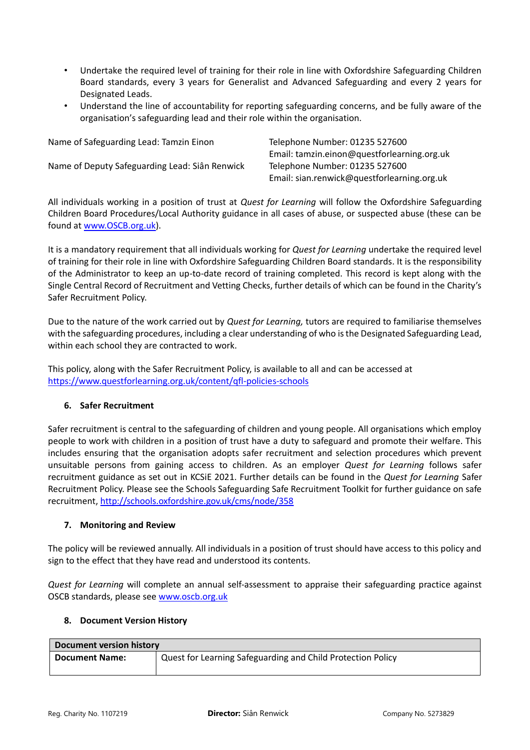- Undertake the required level of training for their role in line with Oxfordshire Safeguarding Children Board standards, every 3 years for Generalist and Advanced Safeguarding and every 2 years for Designated Leads.
- Understand the line of accountability for reporting safeguarding concerns, and be fully aware of the organisation's safeguarding lead and their role within the organisation.

Name of Safeguarding Lead: Tamzin Einon  
Telephone Number: 01235 527600  
Email: tamzin.einon@questforlearning.org.uk

Name of Deputy Safeguarding Lead: Siân Renwick  
Telephone Number: 01235 527600  
Email: sian.renwick@questforlearning.org.uk

All individuals working in a position of trust at *Quest for Learning* will follow the Oxfordshire Safeguarding Children Board Procedures/Local Authority guidance in all cases of abuse, or suspected abuse (these can be found at [www.OSCB.org.uk](www.OSCB.org.uk)).

It is a mandatory requirement that all individuals working for *Quest for Learning* undertake the required level of training for their role in line with Oxfordshire Safeguarding Children Board standards. It is the responsibility of the Administrator to keep an up-to-date record of training completed. This record is kept along with the Single Central Record of Recruitment and Vetting Checks, further details of which can be found in the Charity's Safer Recruitment Policy.

Due to the nature of the work carried out by *Quest for Learning,* tutors are required to familiarise themselves with the safeguarding procedures, including a clear understanding of who is the Designated Safeguarding Lead, within each school they are contracted to work.

This policy, along with the Safer Recruitment Policy, is available to all and can be accessed at [https://www.questforlearning.org.uk/content/qfl-policies-schools](https://www.questforlearning.org.uk/content/qfl-policies-schools)

## 6. Safer Recruitment

Safer recruitment is central to the safeguarding of children and young people. All organisations which employ people to work with children in a position of trust have a duty to safeguard and promote their welfare. This includes ensuring that the organisation adopts safer recruitment and selection procedures which prevent unsuitable persons from gaining access to children. As an employer *Quest for Learning* follows safer recruitment guidance as set out in KCSiE 2021. Further details can be found in the *Quest for Learning* Safer Recruitment Policy. Please see the Schools Safeguarding Safe Recruitment Toolkit for further guidance on safe recruitment, [http://schools.oxfordshire.gov.uk/cms/node/358](http://schools.oxfordshire.gov.uk/cms/node/358)

## 7. Monitoring and Review

The policy will be reviewed annually. All individuals in a position of trust should have access to this policy and sign to the effect that they have read and understood its contents.

*Quest for Learning* will complete an annual self-assessment to appraise their safeguarding practice against OSCB standards, please see [www.oscb.org.uk](www.oscb.org.uk)

## 8. Document Version History

| **Document version history** | |
|---|---|
| **Document Name:** | Quest for Learning Safeguarding and Child Protection Policy |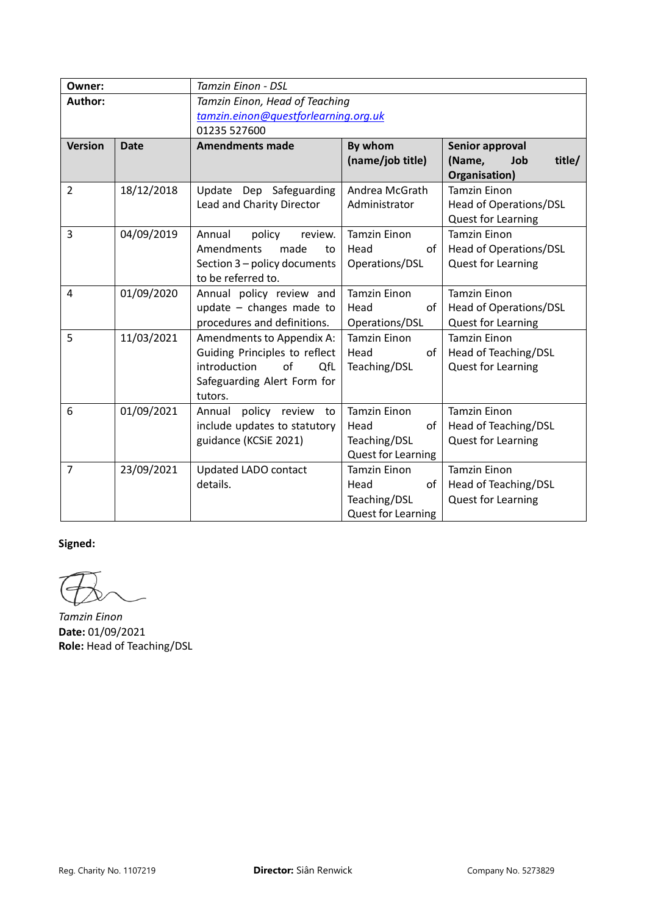| | | | | |
|---|---|---|---|---|
| **Owner:** | *Tamzin Einon - DSL* | | | |
| **Author:** | *Tamzin Einon, Head of Teaching*<br>*tamzin.einon@questforlearning.org.uk*<br>01235 527600 | | | |
| **Version** | **Date** | **Amendments made** | **By whom (name/job title)** | **Senior approval (Name, Job title/ Organisation)** |
| 2 | 18/12/2018 | Update Dep Safeguarding Lead and Charity Director | Andrea McGrath Administrator | Tamzin Einon Head of Operations/DSL Quest for Learning |
| 3 | 04/09/2019 | Annual policy review. Amendments made to Section 3 – policy documents to be referred to. | Tamzin Einon Head of Operations/DSL | Tamzin Einon Head of Operations/DSL Quest for Learning |
| 4 | 01/09/2020 | Annual policy review and update – changes made to procedures and definitions. | Tamzin Einon Head of Operations/DSL | Tamzin Einon Head of Operations/DSL Quest for Learning |
| 5 | 11/03/2021 | Amendments to Appendix A: Guiding Principles to reflect introduction of QfL Safeguarding Alert Form for tutors. | Tamzin Einon Head of Teaching/DSL | Tamzin Einon Head of Teaching/DSL Quest for Learning |
| 6 | 01/09/2021 | Annual policy review to include updates to statutory guidance (KCSiE 2021) | Tamzin Einon Head of Teaching/DSL Quest for Learning | Tamzin Einon Head of Teaching/DSL Quest for Learning |
| 7 | 23/09/2021 | Updated LADO contact details. | Tamzin Einon Head of Teaching/DSL Quest for Learning | Tamzin Einon Head of Teaching/DSL Quest for Learning |

**Signed:**

*Tamzin Einon*
**Date:** 01/09/2021
**Role:** Head of Teaching/DSL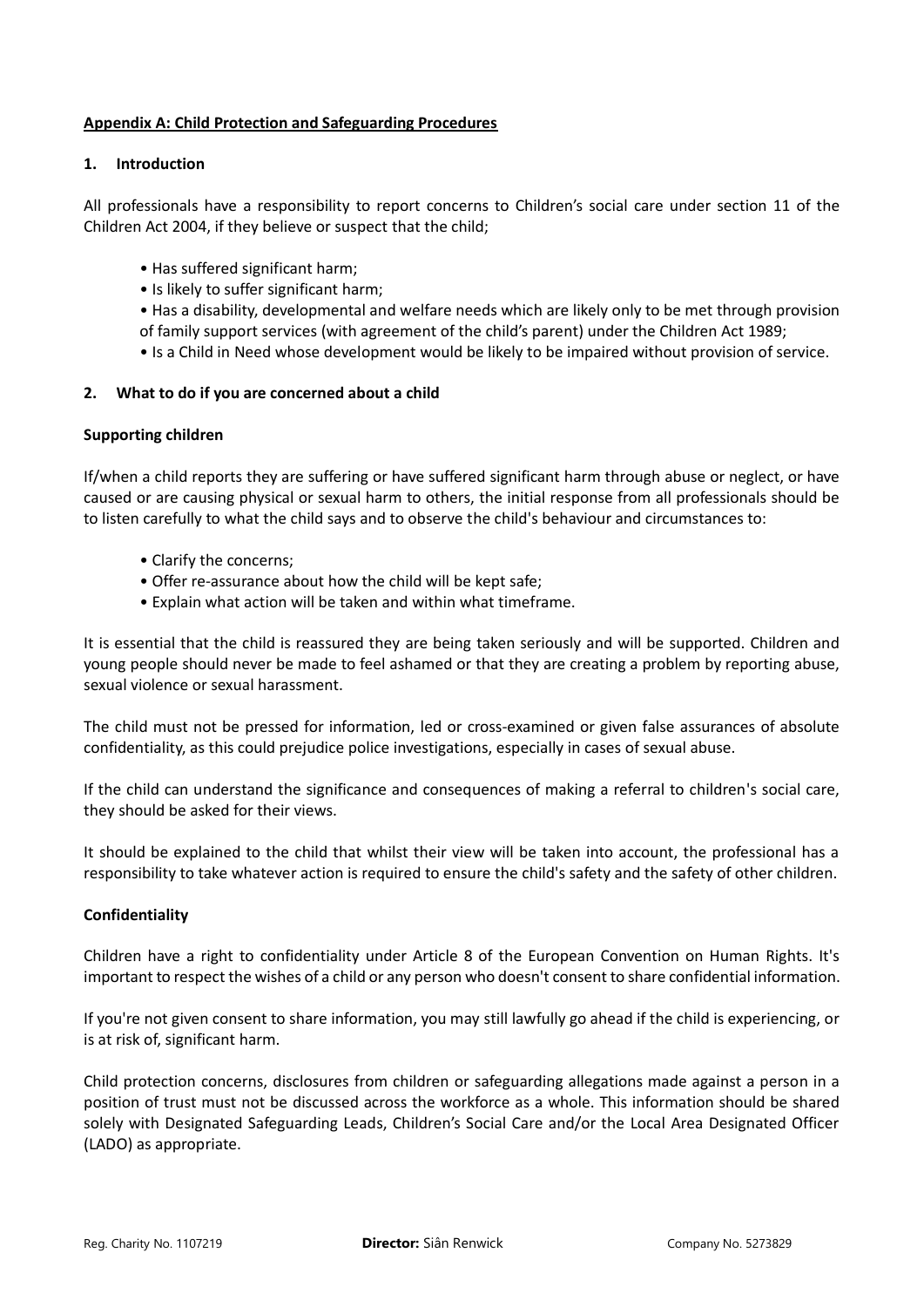**Appendix A: Child Protection and Safeguarding Procedures**

## 1. Introduction

All professionals have a responsibility to report concerns to Children's social care under section 11 of the Children Act 2004, if they believe or suspect that the child;

- Has suffered significant harm;
- Is likely to suffer significant harm;
- Has a disability, developmental and welfare needs which are likely only to be met through provision of family support services (with agreement of the child's parent) under the Children Act 1989;
- Is a Child in Need whose development would be likely to be impaired without provision of service.

## 2. What to do if you are concerned about a child

### Supporting children

If/when a child reports they are suffering or have suffered significant harm through abuse or neglect, or have caused or are causing physical or sexual harm to others, the initial response from all professionals should be to listen carefully to what the child says and to observe the child's behaviour and circumstances to:

- Clarify the concerns;
- Offer re-assurance about how the child will be kept safe;
- Explain what action will be taken and within what timeframe.

It is essential that the child is reassured they are being taken seriously and will be supported. Children and young people should never be made to feel ashamed or that they are creating a problem by reporting abuse, sexual violence or sexual harassment.

The child must not be pressed for information, led or cross-examined or given false assurances of absolute confidentiality, as this could prejudice police investigations, especially in cases of sexual abuse.

If the child can understand the significance and consequences of making a referral to children's social care, they should be asked for their views.

It should be explained to the child that whilst their view will be taken into account, the professional has a responsibility to take whatever action is required to ensure the child's safety and the safety of other children.

### Confidentiality

Children have a right to confidentiality under Article 8 of the European Convention on Human Rights. It's important to respect the wishes of a child or any person who doesn't consent to share confidential information.

If you're not given consent to share information, you may still lawfully go ahead if the child is experiencing, or is at risk of, significant harm.

Child protection concerns, disclosures from children or safeguarding allegations made against a person in a position of trust must not be discussed across the workforce as a whole. This information should be shared solely with Designated Safeguarding Leads, Children's Social Care and/or the Local Area Designated Officer (LADO) as appropriate.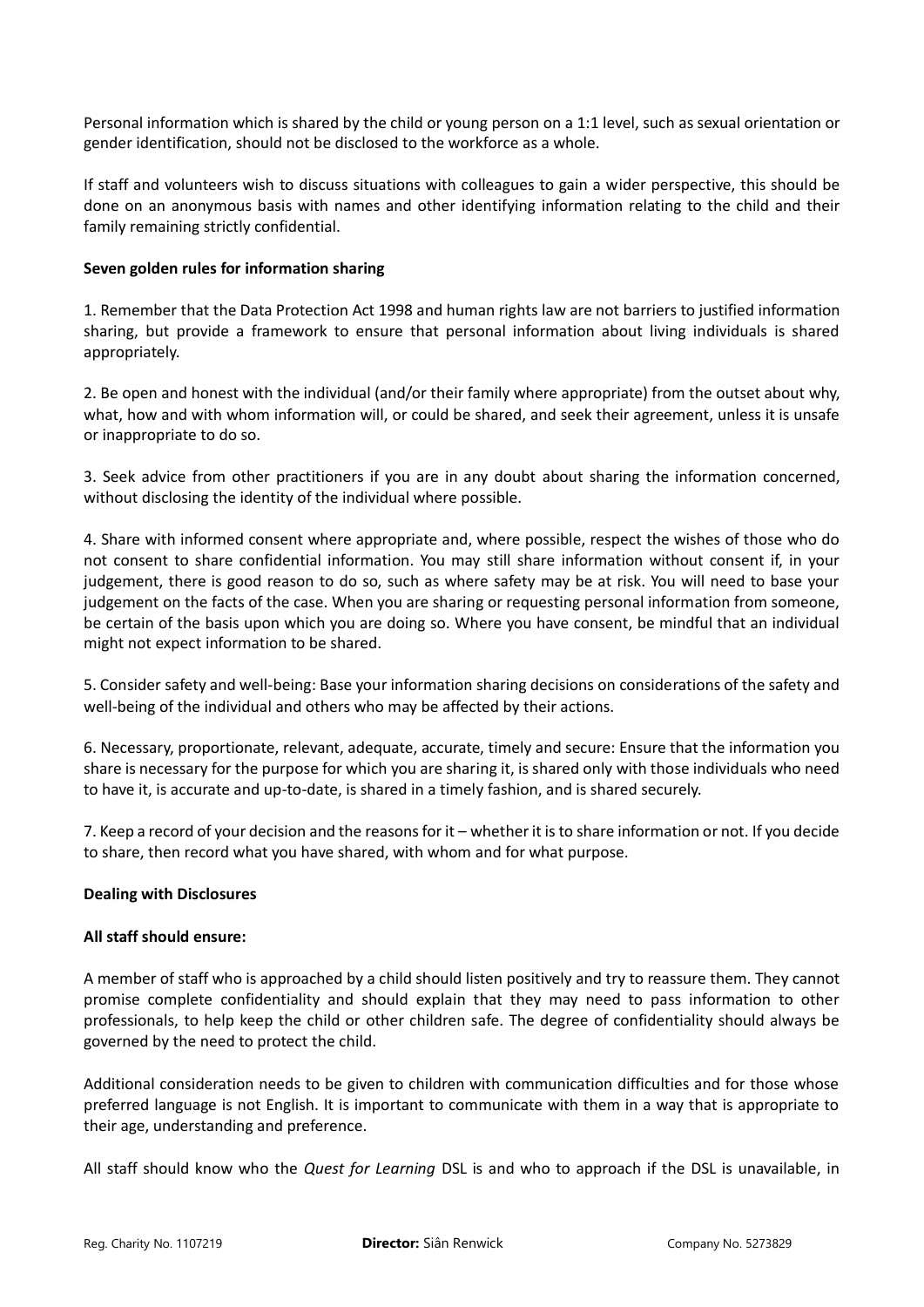Personal information which is shared by the child or young person on a 1:1 level, such as sexual orientation or gender identification, should not be disclosed to the workforce as a whole.

If staff and volunteers wish to discuss situations with colleagues to gain a wider perspective, this should be done on an anonymous basis with names and other identifying information relating to the child and their family remaining strictly confidential.

**Seven golden rules for information sharing**

1. Remember that the Data Protection Act 1998 and human rights law are not barriers to justified information sharing, but provide a framework to ensure that personal information about living individuals is shared appropriately.

2. Be open and honest with the individual (and/or their family where appropriate) from the outset about why, what, how and with whom information will, or could be shared, and seek their agreement, unless it is unsafe or inappropriate to do so.

3. Seek advice from other practitioners if you are in any doubt about sharing the information concerned, without disclosing the identity of the individual where possible.

4. Share with informed consent where appropriate and, where possible, respect the wishes of those who do not consent to share confidential information. You may still share information without consent if, in your judgement, there is good reason to do so, such as where safety may be at risk. You will need to base your judgement on the facts of the case. When you are sharing or requesting personal information from someone, be certain of the basis upon which you are doing so. Where you have consent, be mindful that an individual might not expect information to be shared.

5. Consider safety and well-being: Base your information sharing decisions on considerations of the safety and well-being of the individual and others who may be affected by their actions.

6. Necessary, proportionate, relevant, adequate, accurate, timely and secure: Ensure that the information you share is necessary for the purpose for which you are sharing it, is shared only with those individuals who need to have it, is accurate and up-to-date, is shared in a timely fashion, and is shared securely.

7. Keep a record of your decision and the reasons for it – whether it is to share information or not. If you decide to share, then record what you have shared, with whom and for what purpose.

**Dealing with Disclosures**

**All staff should ensure:**

A member of staff who is approached by a child should listen positively and try to reassure them. They cannot promise complete confidentiality and should explain that they may need to pass information to other professionals, to help keep the child or other children safe. The degree of confidentiality should always be governed by the need to protect the child.

Additional consideration needs to be given to children with communication difficulties and for those whose preferred language is not English. It is important to communicate with them in a way that is appropriate to their age, understanding and preference.

All staff should know who the *Quest for Learning* DSL is and who to approach if the DSL is unavailable, in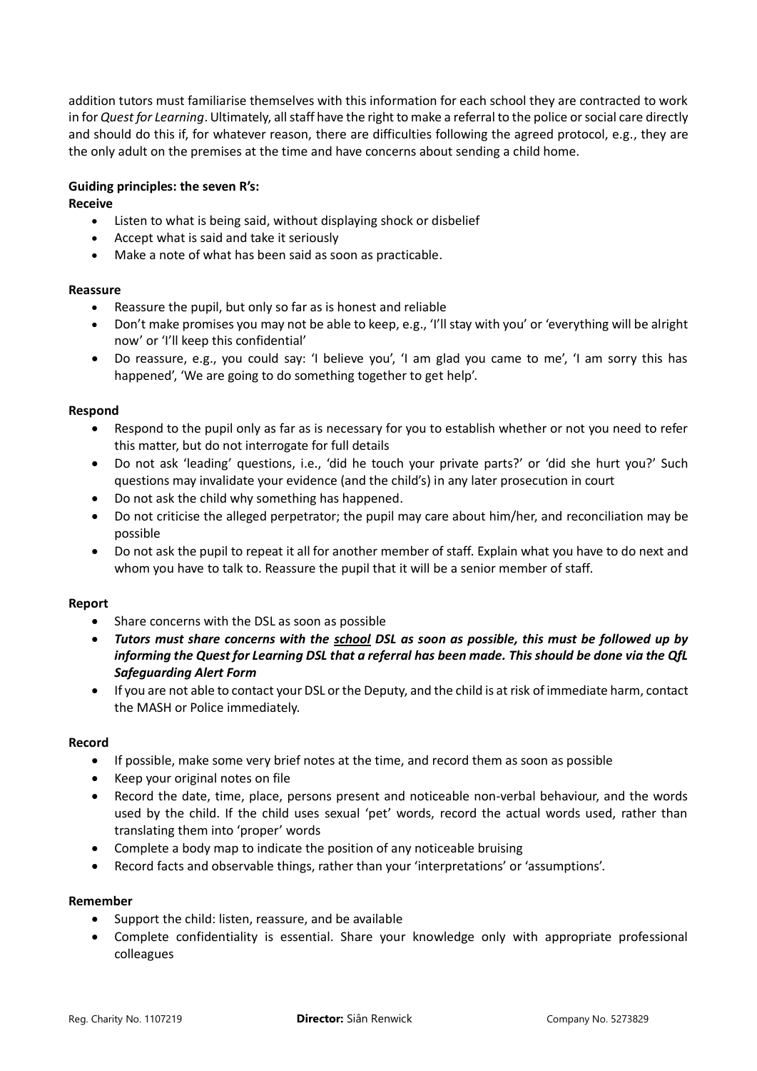addition tutors must familiarise themselves with this information for each school they are contracted to work in for *Quest for Learning*. Ultimately, all staff have the right to make a referral to the police or social care directly and should do this if, for whatever reason, there are difficulties following the agreed protocol, e.g., they are the only adult on the premises at the time and have concerns about sending a child home.

**Guiding principles: the seven R's:**

**Receive**

- Listen to what is being said, without displaying shock or disbelief
- Accept what is said and take it seriously
- Make a note of what has been said as soon as practicable.

**Reassure**

- Reassure the pupil, but only so far as is honest and reliable
- Don't make promises you may not be able to keep, e.g., 'I'll stay with you' or 'everything will be alright now' or 'I'll keep this confidential'
- Do reassure, e.g., you could say: 'I believe you', 'I am glad you came to me', 'I am sorry this has happened', 'We are going to do something together to get help'.

**Respond**

- Respond to the pupil only as far as is necessary for you to establish whether or not you need to refer this matter, but do not interrogate for full details
- Do not ask 'leading' questions, i.e., 'did he touch your private parts?' or 'did she hurt you?' Such questions may invalidate your evidence (and the child's) in any later prosecution in court
- Do not ask the child why something has happened.
- Do not criticise the alleged perpetrator; the pupil may care about him/her, and reconciliation may be possible
- Do not ask the pupil to repeat it all for another member of staff. Explain what you have to do next and whom you have to talk to. Reassure the pupil that it will be a senior member of staff.

**Report**

- Share concerns with the DSL as soon as possible
- ***Tutors must share concerns with the <u>school</u> DSL as soon as possible, this must be followed up by informing the Quest for Learning DSL that a referral has been made. This should be done via the QfL Safeguarding Alert Form***
- If you are not able to contact your DSL or the Deputy, and the child is at risk of immediate harm, contact the MASH or Police immediately.

**Record**

- If possible, make some very brief notes at the time, and record them as soon as possible
- Keep your original notes on file
- Record the date, time, place, persons present and noticeable non-verbal behaviour, and the words used by the child. If the child uses sexual 'pet' words, record the actual words used, rather than translating them into 'proper' words
- Complete a body map to indicate the position of any noticeable bruising
- Record facts and observable things, rather than your 'interpretations' or 'assumptions'.

**Remember**

- Support the child: listen, reassure, and be available
- Complete confidentiality is essential. Share your knowledge only with appropriate professional colleagues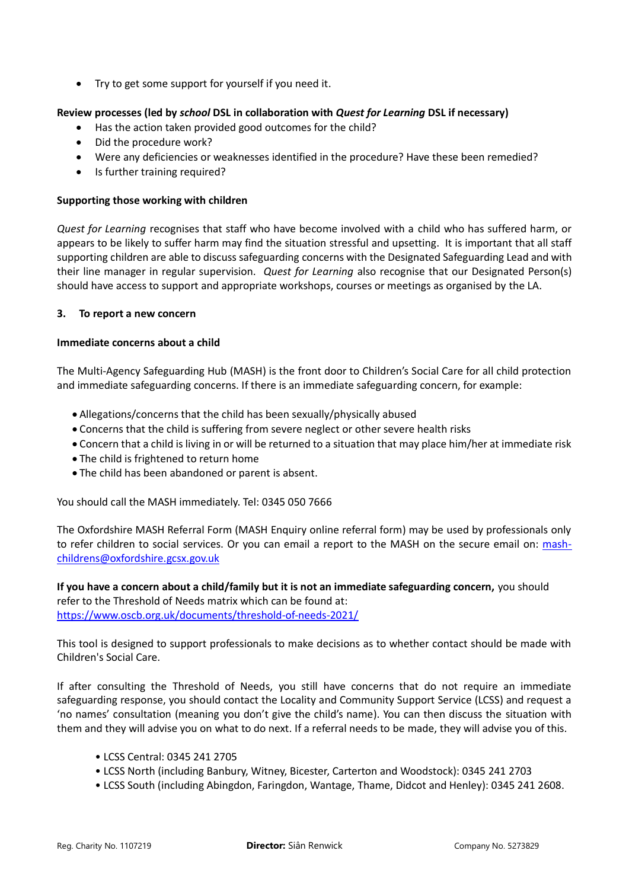- Try to get some support for yourself if you need it.

**Review processes (led by *school* DSL in collaboration with *Quest for Learning* DSL if necessary)**

- Has the action taken provided good outcomes for the child?
- Did the procedure work?
- Were any deficiencies or weaknesses identified in the procedure? Have these been remedied?
- Is further training required?

**Supporting those working with children**

*Quest for Learning* recognises that staff who have become involved with a child who has suffered harm, or appears to be likely to suffer harm may find the situation stressful and upsetting. It is important that all staff supporting children are able to discuss safeguarding concerns with the Designated Safeguarding Lead and with their line manager in regular supervision. *Quest for Learning* also recognise that our Designated Person(s) should have access to support and appropriate workshops, courses or meetings as organised by the LA.

**3. To report a new concern**

**Immediate concerns about a child**

The Multi-Agency Safeguarding Hub (MASH) is the front door to Children's Social Care for all child protection and immediate safeguarding concerns. If there is an immediate safeguarding concern, for example:

- Allegations/concerns that the child has been sexually/physically abused
- Concerns that the child is suffering from severe neglect or other severe health risks
- Concern that a child is living in or will be returned to a situation that may place him/her at immediate risk
- The child is frightened to return home
- The child has been abandoned or parent is absent.

You should call the MASH immediately. Tel: 0345 050 7666

The Oxfordshire MASH Referral Form (MASH Enquiry online referral form) may be used by professionals only to refer children to social services. Or you can email a report to the MASH on the secure email on: mash-childrens@oxfordshire.gcsx.gov.uk

**If you have a concern about a child/family but it is not an immediate safeguarding concern,** you should refer to the Threshold of Needs matrix which can be found at: https://www.oscb.org.uk/documents/threshold-of-needs-2021/

This tool is designed to support professionals to make decisions as to whether contact should be made with Children's Social Care.

If after consulting the Threshold of Needs, you still have concerns that do not require an immediate safeguarding response, you should contact the Locality and Community Support Service (LCSS) and request a 'no names' consultation (meaning you don't give the child's name). You can then discuss the situation with them and they will advise you on what to do next. If a referral needs to be made, they will advise you of this.

- LCSS Central: 0345 241 2705
- LCSS North (including Banbury, Witney, Bicester, Carterton and Woodstock): 0345 241 2703
- LCSS South (including Abingdon, Faringdon, Wantage, Thame, Didcot and Henley): 0345 241 2608.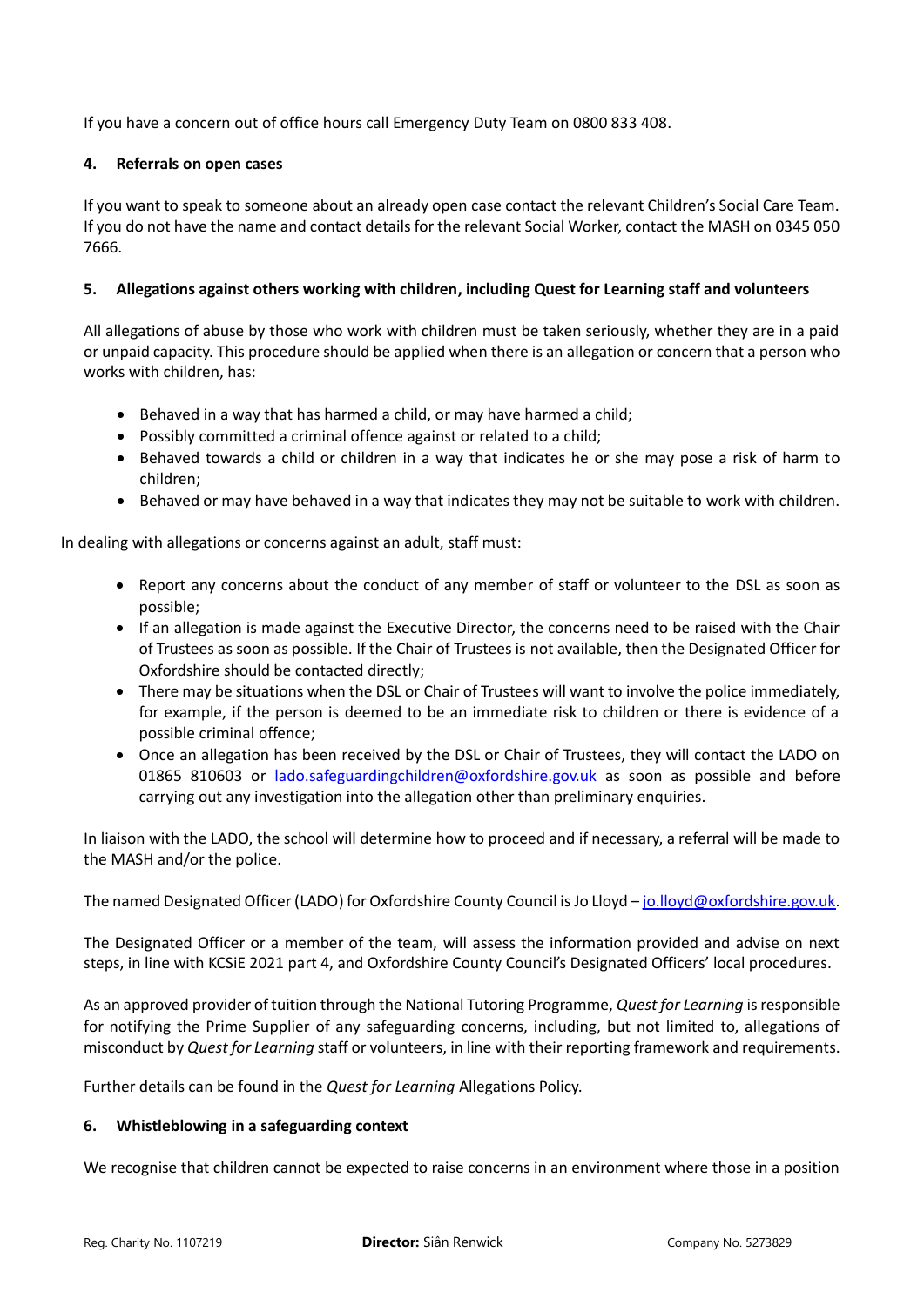If you have a concern out of office hours call Emergency Duty Team on 0800 833 408.

## 4. Referrals on open cases

If you want to speak to someone about an already open case contact the relevant Children's Social Care Team. If you do not have the name and contact details for the relevant Social Worker, contact the MASH on 0345 050 7666.

## 5. Allegations against others working with children, including Quest for Learning staff and volunteers

All allegations of abuse by those who work with children must be taken seriously, whether they are in a paid or unpaid capacity. This procedure should be applied when there is an allegation or concern that a person who works with children, has:

- Behaved in a way that has harmed a child, or may have harmed a child;
- Possibly committed a criminal offence against or related to a child;
- Behaved towards a child or children in a way that indicates he or she may pose a risk of harm to children;
- Behaved or may have behaved in a way that indicates they may not be suitable to work with children.

In dealing with allegations or concerns against an adult, staff must:

- Report any concerns about the conduct of any member of staff or volunteer to the DSL as soon as possible;
- If an allegation is made against the Executive Director, the concerns need to be raised with the Chair of Trustees as soon as possible. If the Chair of Trustees is not available, then the Designated Officer for Oxfordshire should be contacted directly;
- There may be situations when the DSL or Chair of Trustees will want to involve the police immediately, for example, if the person is deemed to be an immediate risk to children or there is evidence of a possible criminal offence;
- Once an allegation has been received by the DSL or Chair of Trustees, they will contact the LADO on 01865 810603 or lado.safeguardingchildren@oxfordshire.gov.uk as soon as possible and before carrying out any investigation into the allegation other than preliminary enquiries.

In liaison with the LADO, the school will determine how to proceed and if necessary, a referral will be made to the MASH and/or the police.

The named Designated Officer (LADO) for Oxfordshire County Council is Jo Lloyd – jo.lloyd@oxfordshire.gov.uk.

The Designated Officer or a member of the team, will assess the information provided and advise on next steps, in line with KCSiE 2021 part 4, and Oxfordshire County Council's Designated Officers' local procedures.

As an approved provider of tuition through the National Tutoring Programme, *Quest for Learning* is responsible for notifying the Prime Supplier of any safeguarding concerns, including, but not limited to, allegations of misconduct by *Quest for Learning* staff or volunteers, in line with their reporting framework and requirements.

Further details can be found in the *Quest for Learning* Allegations Policy.

## 6. Whistleblowing in a safeguarding context

We recognise that children cannot be expected to raise concerns in an environment where those in a position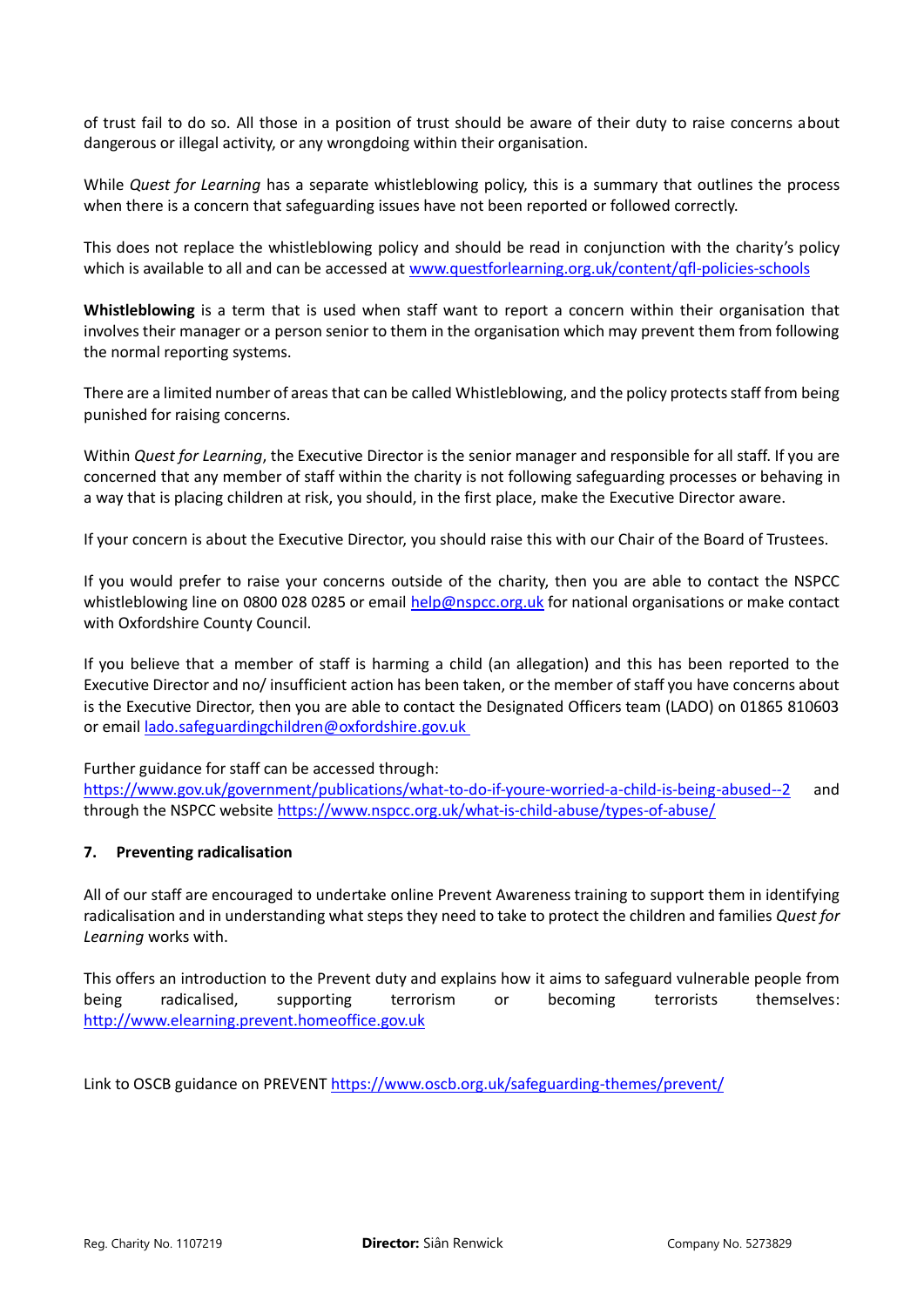of trust fail to do so. All those in a position of trust should be aware of their duty to raise concerns about dangerous or illegal activity, or any wrongdoing within their organisation.

While *Quest for Learning* has a separate whistleblowing policy, this is a summary that outlines the process when there is a concern that safeguarding issues have not been reported or followed correctly.

This does not replace the whistleblowing policy and should be read in conjunction with the charity's policy which is available to all and can be accessed at [www.questforlearning.org.uk/content/qfl-policies-schools](www.questforlearning.org.uk/content/qfl-policies-schools)

**Whistleblowing** is a term that is used when staff want to report a concern within their organisation that involves their manager or a person senior to them in the organisation which may prevent them from following the normal reporting systems.

There are a limited number of areas that can be called Whistleblowing, and the policy protects staff from being punished for raising concerns.

Within *Quest for Learning*, the Executive Director is the senior manager and responsible for all staff. If you are concerned that any member of staff within the charity is not following safeguarding processes or behaving in a way that is placing children at risk, you should, in the first place, make the Executive Director aware.

If your concern is about the Executive Director, you should raise this with our Chair of the Board of Trustees.

If you would prefer to raise your concerns outside of the charity, then you are able to contact the NSPCC whistleblowing line on 0800 028 0285 or email [help@nspcc.org.uk](mailto:help@nspcc.org.uk) for national organisations or make contact with Oxfordshire County Council.

If you believe that a member of staff is harming a child (an allegation) and this has been reported to the Executive Director and no/ insufficient action has been taken, or the member of staff you have concerns about is the Executive Director, then you are able to contact the Designated Officers team (LADO) on 01865 810603 or email [lado.safeguardingchildren@oxfordshire.gov.uk](mailto:lado.safeguardingchildren@oxfordshire.gov.uk)

Further guidance for staff can be accessed through:
[https://www.gov.uk/government/publications/what-to-do-if-youre-worried-a-child-is-being-abused--2](https://www.gov.uk/government/publications/what-to-do-if-youre-worried-a-child-is-being-abused--2) and through the NSPCC website [https://www.nspcc.org.uk/what-is-child-abuse/types-of-abuse/](https://www.nspcc.org.uk/what-is-child-abuse/types-of-abuse/)

## 7. Preventing radicalisation

All of our staff are encouraged to undertake online Prevent Awareness training to support them in identifying radicalisation and in understanding what steps they need to take to protect the children and families *Quest for Learning* works with.

This offers an introduction to the Prevent duty and explains how it aims to safeguard vulnerable people from being radicalised, supporting terrorism or becoming terrorists themselves: [http://www.elearning.prevent.homeoffice.gov.uk](http://www.elearning.prevent.homeoffice.gov.uk)

Link to OSCB guidance on PREVENT [https://www.oscb.org.uk/safeguarding-themes/prevent/](https://www.oscb.org.uk/safeguarding-themes/prevent/)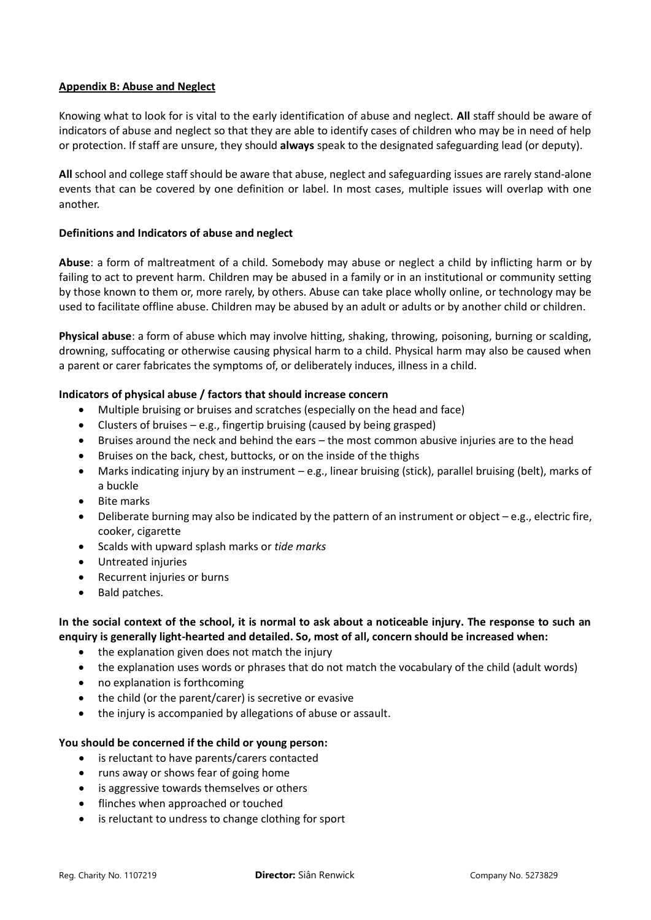## Appendix B: Abuse and Neglect

Knowing what to look for is vital to the early identification of abuse and neglect. **All** staff should be aware of indicators of abuse and neglect so that they are able to identify cases of children who may be in need of help or protection. If staff are unsure, they should **always** speak to the designated safeguarding lead (or deputy).

**All** school and college staff should be aware that abuse, neglect and safeguarding issues are rarely stand-alone events that can be covered by one definition or label. In most cases, multiple issues will overlap with one another.

### Definitions and Indicators of abuse and neglect

**Abuse**: a form of maltreatment of a child. Somebody may abuse or neglect a child by inflicting harm or by failing to act to prevent harm. Children may be abused in a family or in an institutional or community setting by those known to them or, more rarely, by others. Abuse can take place wholly online, or technology may be used to facilitate offline abuse. Children may be abused by an adult or adults or by another child or children.

**Physical abuse**: a form of abuse which may involve hitting, shaking, throwing, poisoning, burning or scalding, drowning, suffocating or otherwise causing physical harm to a child. Physical harm may also be caused when a parent or carer fabricates the symptoms of, or deliberately induces, illness in a child.

**Indicators of physical abuse / factors that should increase concern**

- Multiple bruising or bruises and scratches (especially on the head and face)
- Clusters of bruises – e.g., fingertip bruising (caused by being grasped)
- Bruises around the neck and behind the ears – the most common abusive injuries are to the head
- Bruises on the back, chest, buttocks, or on the inside of the thighs
- Marks indicating injury by an instrument – e.g., linear bruising (stick), parallel bruising (belt), marks of a buckle
- Bite marks
- Deliberate burning may also be indicated by the pattern of an instrument or object – e.g., electric fire, cooker, cigarette
- Scalds with upward splash marks or *tide marks*
- Untreated injuries
- Recurrent injuries or burns
- Bald patches.

**In the social context of the school, it is normal to ask about a noticeable injury. The response to such an enquiry is generally light-hearted and detailed. So, most of all, concern should be increased when:**

- the explanation given does not match the injury
- the explanation uses words or phrases that do not match the vocabulary of the child (adult words)
- no explanation is forthcoming
- the child (or the parent/carer) is secretive or evasive
- the injury is accompanied by allegations of abuse or assault.

**You should be concerned if the child or young person:**

- is reluctant to have parents/carers contacted
- runs away or shows fear of going home
- is aggressive towards themselves or others
- flinches when approached or touched
- is reluctant to undress to change clothing for sport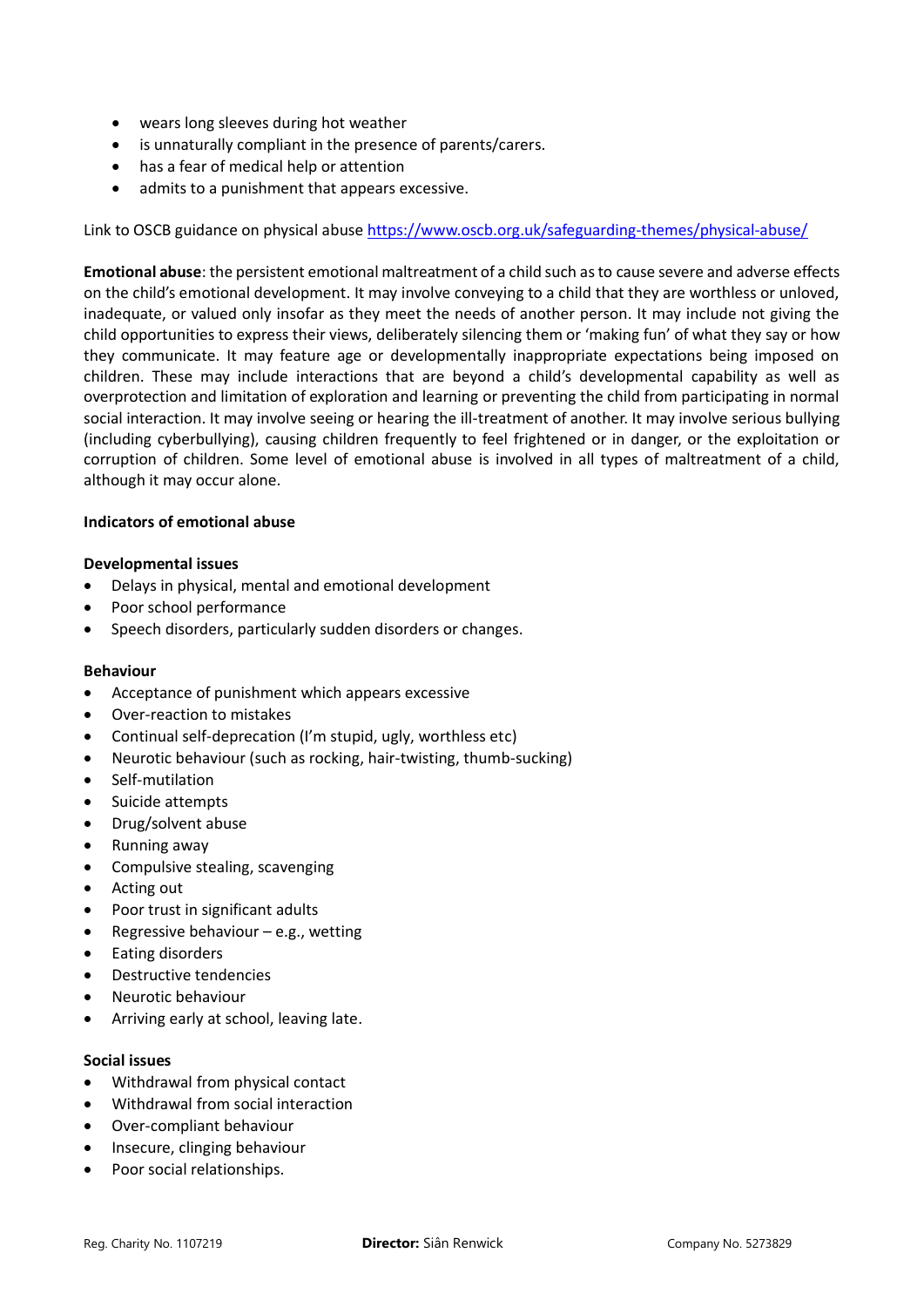- wears long sleeves during hot weather
- is unnaturally compliant in the presence of parents/carers.
- has a fear of medical help or attention
- admits to a punishment that appears excessive.

Link to OSCB guidance on physical abuse [https://www.oscb.org.uk/safeguarding-themes/physical-abuse/](https://www.oscb.org.uk/safeguarding-themes/physical-abuse/)

**Emotional abuse**: the persistent emotional maltreatment of a child such as to cause severe and adverse effects on the child's emotional development. It may involve conveying to a child that they are worthless or unloved, inadequate, or valued only insofar as they meet the needs of another person. It may include not giving the child opportunities to express their views, deliberately silencing them or 'making fun' of what they say or how they communicate. It may feature age or developmentally inappropriate expectations being imposed on children. These may include interactions that are beyond a child's developmental capability as well as overprotection and limitation of exploration and learning or preventing the child from participating in normal social interaction. It may involve seeing or hearing the ill-treatment of another. It may involve serious bullying (including cyberbullying), causing children frequently to feel frightened or in danger, or the exploitation or corruption of children. Some level of emotional abuse is involved in all types of maltreatment of a child, although it may occur alone.

**Indicators of emotional abuse**

**Developmental issues**

- Delays in physical, mental and emotional development
- Poor school performance
- Speech disorders, particularly sudden disorders or changes.

**Behaviour**

- Acceptance of punishment which appears excessive
- Over-reaction to mistakes
- Continual self-deprecation (I'm stupid, ugly, worthless etc)
- Neurotic behaviour (such as rocking, hair-twisting, thumb-sucking)
- Self-mutilation
- Suicide attempts
- Drug/solvent abuse
- Running away
- Compulsive stealing, scavenging
- Acting out
- Poor trust in significant adults
- Regressive behaviour – e.g., wetting
- Eating disorders
- Destructive tendencies
- Neurotic behaviour
- Arriving early at school, leaving late.

**Social issues**

- Withdrawal from physical contact
- Withdrawal from social interaction
- Over-compliant behaviour
- Insecure, clinging behaviour
- Poor social relationships.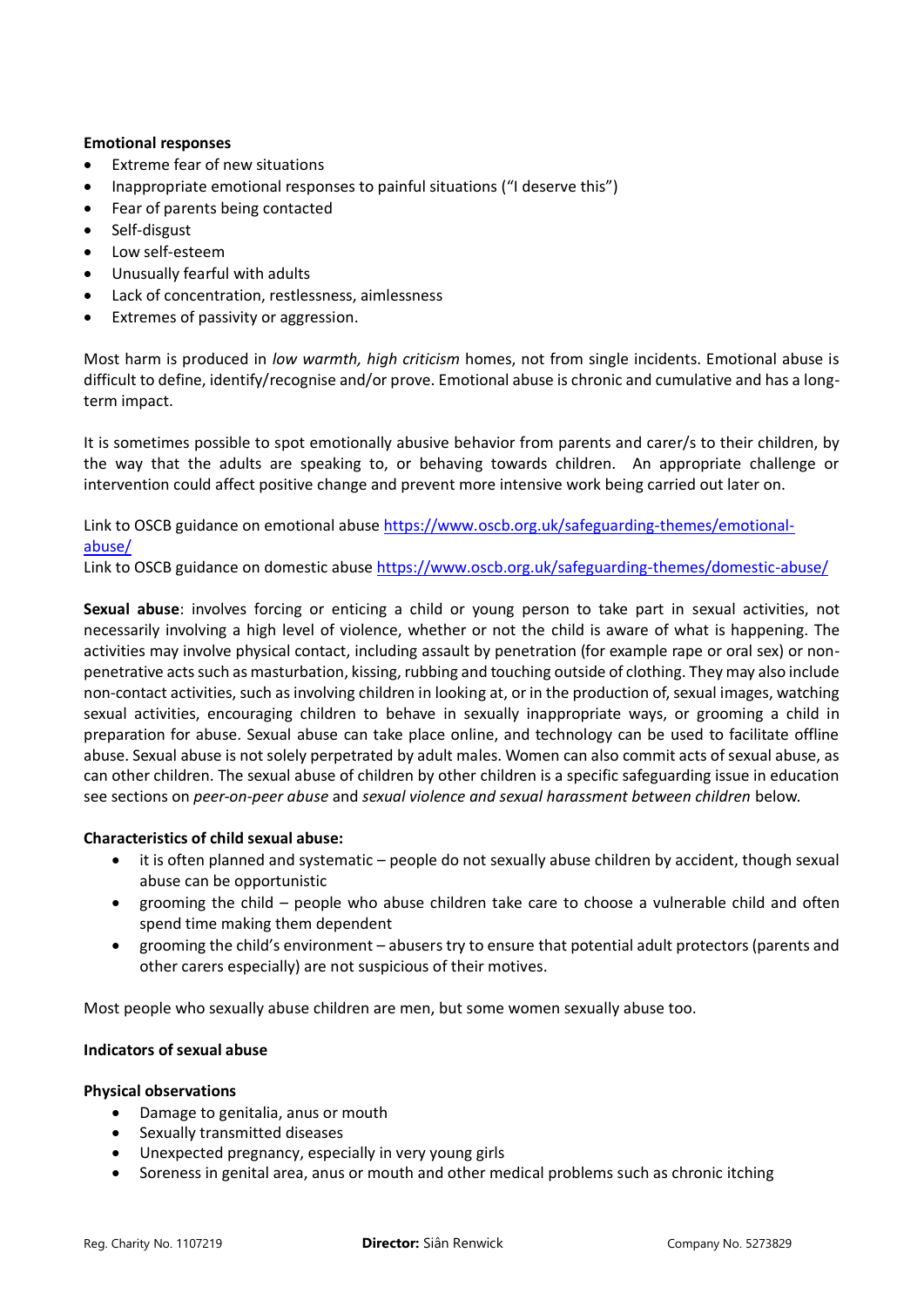**Emotional responses**

- Extreme fear of new situations
- Inappropriate emotional responses to painful situations ("I deserve this")
- Fear of parents being contacted
- Self-disgust
- Low self-esteem
- Unusually fearful with adults
- Lack of concentration, restlessness, aimlessness
- Extremes of passivity or aggression.

Most harm is produced in *low warmth, high criticism* homes, not from single incidents. Emotional abuse is difficult to define, identify/recognise and/or prove. Emotional abuse is chronic and cumulative and has a long-term impact.

It is sometimes possible to spot emotionally abusive behavior from parents and carer/s to their children, by the way that the adults are speaking to, or behaving towards children. An appropriate challenge or intervention could affect positive change and prevent more intensive work being carried out later on.

Link to OSCB guidance on emotional abuse [https://www.oscb.org.uk/safeguarding-themes/emotional-abuse/](https://www.oscb.org.uk/safeguarding-themes/emotional-abuse/)
Link to OSCB guidance on domestic abuse [https://www.oscb.org.uk/safeguarding-themes/domestic-abuse/](https://www.oscb.org.uk/safeguarding-themes/domestic-abuse/)

**Sexual abuse**: involves forcing or enticing a child or young person to take part in sexual activities, not necessarily involving a high level of violence, whether or not the child is aware of what is happening. The activities may involve physical contact, including assault by penetration (for example rape or oral sex) or non-penetrative acts such as masturbation, kissing, rubbing and touching outside of clothing. They may also include non-contact activities, such as involving children in looking at, or in the production of, sexual images, watching sexual activities, encouraging children to behave in sexually inappropriate ways, or grooming a child in preparation for abuse. Sexual abuse can take place online, and technology can be used to facilitate offline abuse. Sexual abuse is not solely perpetrated by adult males. Women can also commit acts of sexual abuse, as can other children. The sexual abuse of children by other children is a specific safeguarding issue in education see sections on *peer-on-peer abuse* and *sexual violence and sexual harassment between children* below.

**Characteristics of child sexual abuse:**

- it is often planned and systematic – people do not sexually abuse children by accident, though sexual abuse can be opportunistic
- grooming the child – people who abuse children take care to choose a vulnerable child and often spend time making them dependent
- grooming the child's environment – abusers try to ensure that potential adult protectors (parents and other carers especially) are not suspicious of their motives.

Most people who sexually abuse children are men, but some women sexually abuse too.

**Indicators of sexual abuse**

**Physical observations**

- Damage to genitalia, anus or mouth
- Sexually transmitted diseases
- Unexpected pregnancy, especially in very young girls
- Soreness in genital area, anus or mouth and other medical problems such as chronic itching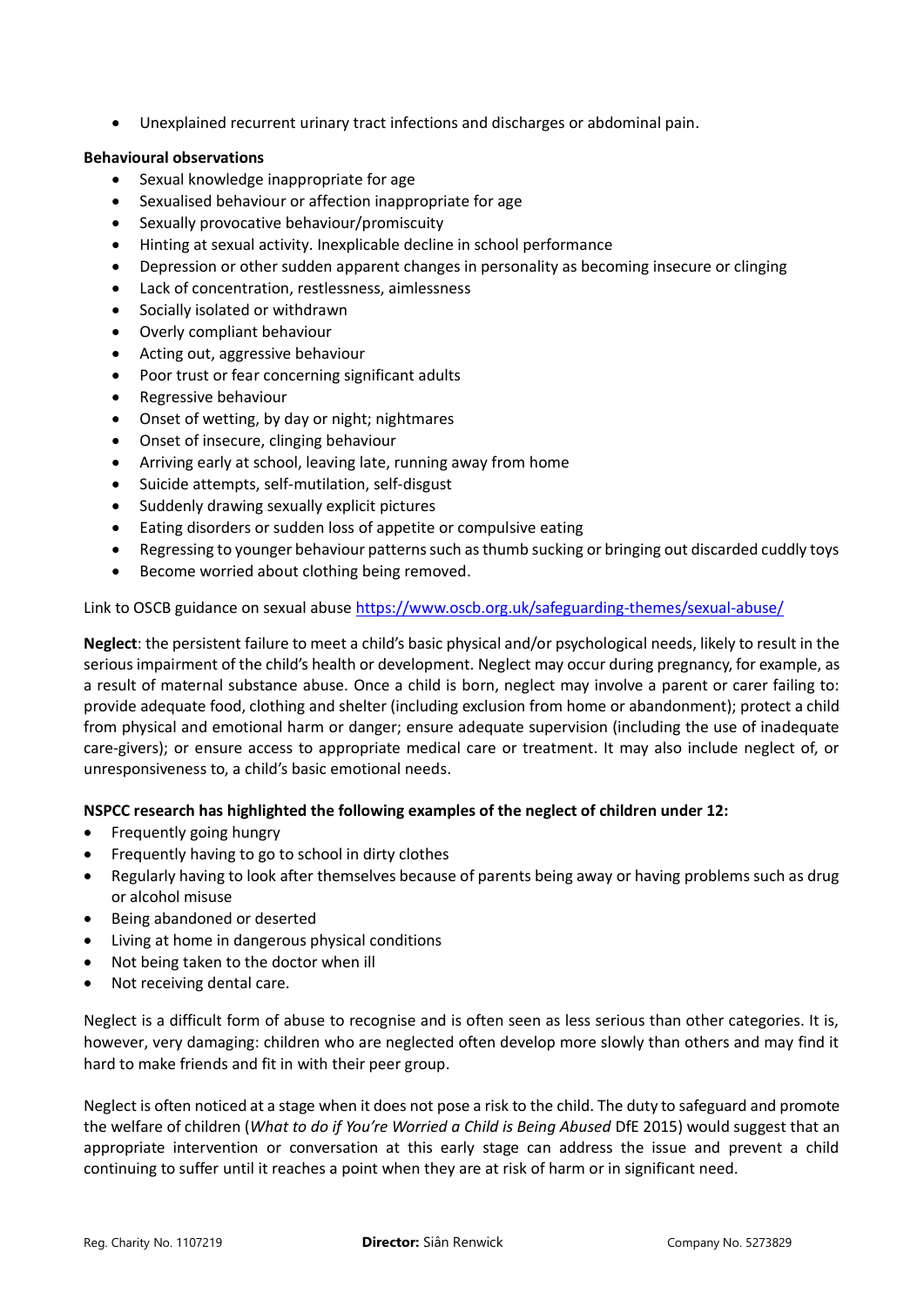- Unexplained recurrent urinary tract infections and discharges or abdominal pain.

**Behavioural observations**

- Sexual knowledge inappropriate for age
- Sexualised behaviour or affection inappropriate for age
- Sexually provocative behaviour/promiscuity
- Hinting at sexual activity. Inexplicable decline in school performance
- Depression or other sudden apparent changes in personality as becoming insecure or clinging
- Lack of concentration, restlessness, aimlessness
- Socially isolated or withdrawn
- Overly compliant behaviour
- Acting out, aggressive behaviour
- Poor trust or fear concerning significant adults
- Regressive behaviour
- Onset of wetting, by day or night; nightmares
- Onset of insecure, clinging behaviour
- Arriving early at school, leaving late, running away from home
- Suicide attempts, self-mutilation, self-disgust
- Suddenly drawing sexually explicit pictures
- Eating disorders or sudden loss of appetite or compulsive eating
- Regressing to younger behaviour patterns such as thumb sucking or bringing out discarded cuddly toys
- Become worried about clothing being removed.

Link to OSCB guidance on sexual abuse https://www.oscb.org.uk/safeguarding-themes/sexual-abuse/

**Neglect**: the persistent failure to meet a child's basic physical and/or psychological needs, likely to result in the serious impairment of the child's health or development. Neglect may occur during pregnancy, for example, as a result of maternal substance abuse. Once a child is born, neglect may involve a parent or carer failing to: provide adequate food, clothing and shelter (including exclusion from home or abandonment); protect a child from physical and emotional harm or danger; ensure adequate supervision (including the use of inadequate care-givers); or ensure access to appropriate medical care or treatment. It may also include neglect of, or unresponsiveness to, a child's basic emotional needs.

**NSPCC research has highlighted the following examples of the neglect of children under 12:**

- Frequently going hungry
- Frequently having to go to school in dirty clothes
- Regularly having to look after themselves because of parents being away or having problems such as drug or alcohol misuse
- Being abandoned or deserted
- Living at home in dangerous physical conditions
- Not being taken to the doctor when ill
- Not receiving dental care.

Neglect is a difficult form of abuse to recognise and is often seen as less serious than other categories. It is, however, very damaging: children who are neglected often develop more slowly than others and may find it hard to make friends and fit in with their peer group.

Neglect is often noticed at a stage when it does not pose a risk to the child. The duty to safeguard and promote the welfare of children (*What to do if You're Worried a Child is Being Abused* DfE 2015) would suggest that an appropriate intervention or conversation at this early stage can address the issue and prevent a child continuing to suffer until it reaches a point when they are at risk of harm or in significant need.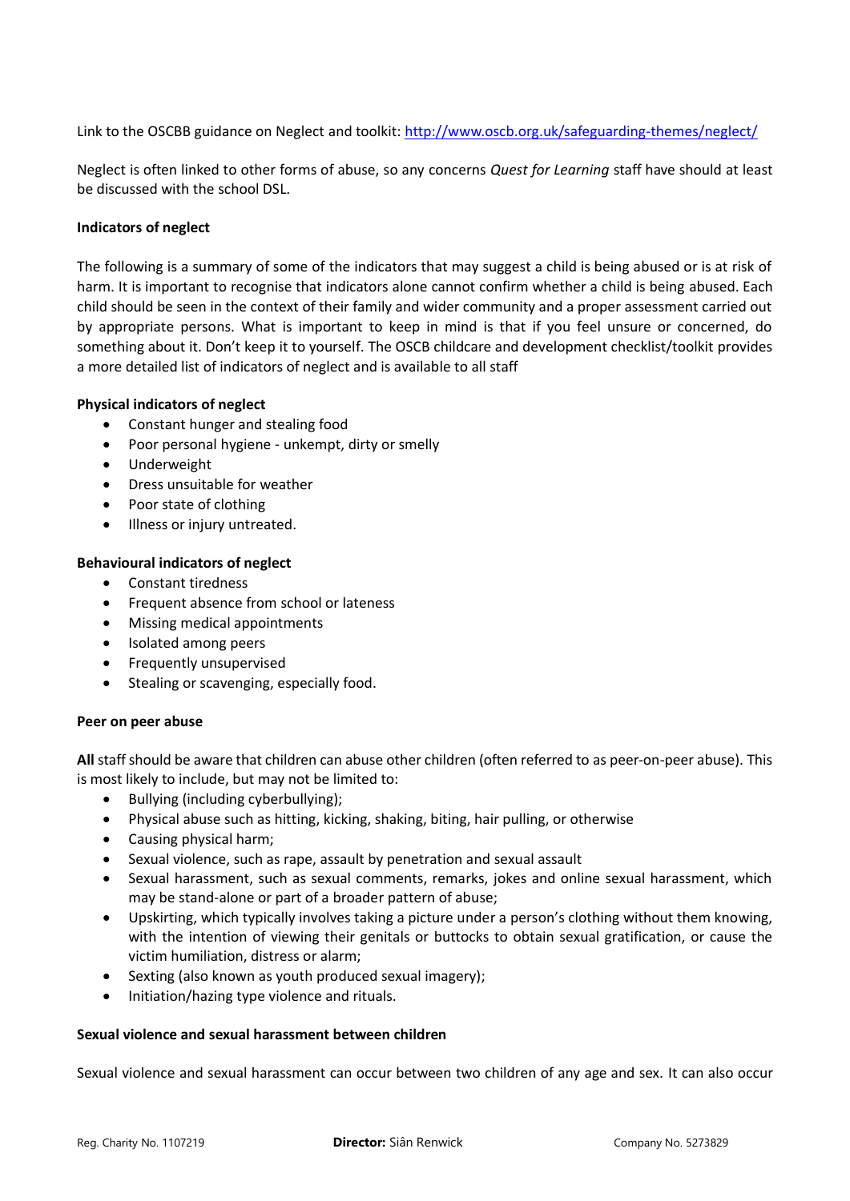Link to the OSCBB guidance on Neglect and toolkit: [http://www.oscb.org.uk/safeguarding-themes/neglect/](http://www.oscb.org.uk/safeguarding-themes/neglect/)

Neglect is often linked to other forms of abuse, so any concerns *Quest for Learning* staff have should at least be discussed with the school DSL.

**Indicators of neglect**

The following is a summary of some of the indicators that may suggest a child is being abused or is at risk of harm. It is important to recognise that indicators alone cannot confirm whether a child is being abused. Each child should be seen in the context of their family and wider community and a proper assessment carried out by appropriate persons. What is important to keep in mind is that if you feel unsure or concerned, do something about it. Don't keep it to yourself. The OSCB childcare and development checklist/toolkit provides a more detailed list of indicators of neglect and is available to all staff

**Physical indicators of neglect**

- Constant hunger and stealing food
- Poor personal hygiene - unkempt, dirty or smelly
- Underweight
- Dress unsuitable for weather
- Poor state of clothing
- Illness or injury untreated.

**Behavioural indicators of neglect**

- Constant tiredness
- Frequent absence from school or lateness
- Missing medical appointments
- Isolated among peers
- Frequently unsupervised
- Stealing or scavenging, especially food.

**Peer on peer abuse**

**All** staff should be aware that children can abuse other children (often referred to as peer-on-peer abuse). This is most likely to include, but may not be limited to:

- Bullying (including cyberbullying);
- Physical abuse such as hitting, kicking, shaking, biting, hair pulling, or otherwise
- Causing physical harm;
- Sexual violence, such as rape, assault by penetration and sexual assault
- Sexual harassment, such as sexual comments, remarks, jokes and online sexual harassment, which may be stand-alone or part of a broader pattern of abuse;
- Upskirting, which typically involves taking a picture under a person's clothing without them knowing, with the intention of viewing their genitals or buttocks to obtain sexual gratification, or cause the victim humiliation, distress or alarm;
- Sexting (also known as youth produced sexual imagery);
- Initiation/hazing type violence and rituals.

**Sexual violence and sexual harassment between children**

Sexual violence and sexual harassment can occur between two children of any age and sex. It can also occur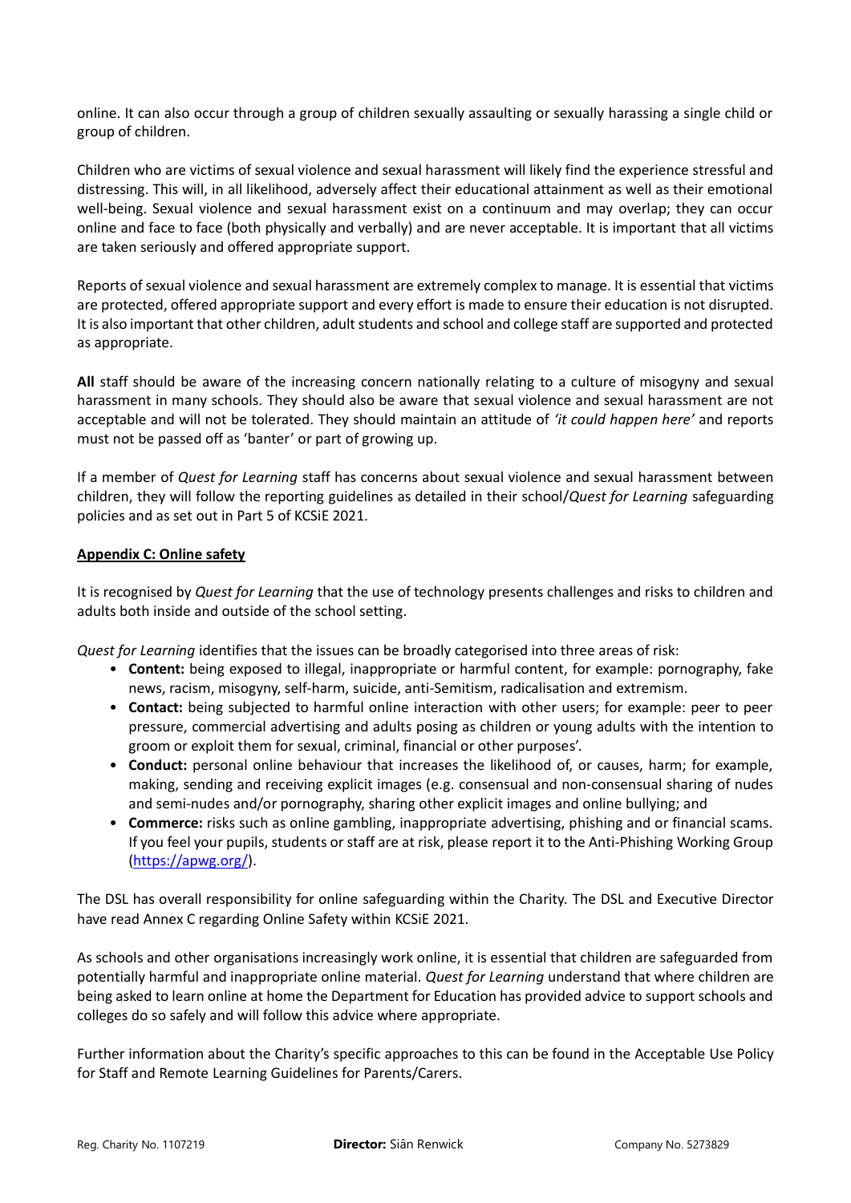online. It can also occur through a group of children sexually assaulting or sexually harassing a single child or group of children.

Children who are victims of sexual violence and sexual harassment will likely find the experience stressful and distressing. This will, in all likelihood, adversely affect their educational attainment as well as their emotional well-being. Sexual violence and sexual harassment exist on a continuum and may overlap; they can occur online and face to face (both physically and verbally) and are never acceptable. It is important that all victims are taken seriously and offered appropriate support.

Reports of sexual violence and sexual harassment are extremely complex to manage. It is essential that victims are protected, offered appropriate support and every effort is made to ensure their education is not disrupted. It is also important that other children, adult students and school and college staff are supported and protected as appropriate.

**All** staff should be aware of the increasing concern nationally relating to a culture of misogyny and sexual harassment in many schools. They should also be aware that sexual violence and sexual harassment are not acceptable and will not be tolerated. They should maintain an attitude of *'it could happen here'* and reports must not be passed off as 'banter' or part of growing up.

If a member of *Quest for Learning* staff has concerns about sexual violence and sexual harassment between children, they will follow the reporting guidelines as detailed in their school/*Quest for Learning* safeguarding policies and as set out in Part 5 of KCSiE 2021.

## Appendix C: Online safety

It is recognised by *Quest for Learning* that the use of technology presents challenges and risks to children and adults both inside and outside of the school setting.

*Quest for Learning* identifies that the issues can be broadly categorised into three areas of risk:

- **Content:** being exposed to illegal, inappropriate or harmful content, for example: pornography, fake news, racism, misogyny, self-harm, suicide, anti-Semitism, radicalisation and extremism.
- **Contact:** being subjected to harmful online interaction with other users; for example: peer to peer pressure, commercial advertising and adults posing as children or young adults with the intention to groom or exploit them for sexual, criminal, financial or other purposes'.
- **Conduct:** personal online behaviour that increases the likelihood of, or causes, harm; for example, making, sending and receiving explicit images (e.g. consensual and non-consensual sharing of nudes and semi-nudes and/or pornography, sharing other explicit images and online bullying; and
- **Commerce:** risks such as online gambling, inappropriate advertising, phishing and or financial scams. If you feel your pupils, students or staff are at risk, please report it to the Anti-Phishing Working Group (https://apwg.org/).

The DSL has overall responsibility for online safeguarding within the Charity. The DSL and Executive Director have read Annex C regarding Online Safety within KCSiE 2021.

As schools and other organisations increasingly work online, it is essential that children are safeguarded from potentially harmful and inappropriate online material. *Quest for Learning* understand that where children are being asked to learn online at home the Department for Education has provided advice to support schools and colleges do so safely and will follow this advice where appropriate.

Further information about the Charity's specific approaches to this can be found in the Acceptable Use Policy for Staff and Remote Learning Guidelines for Parents/Carers.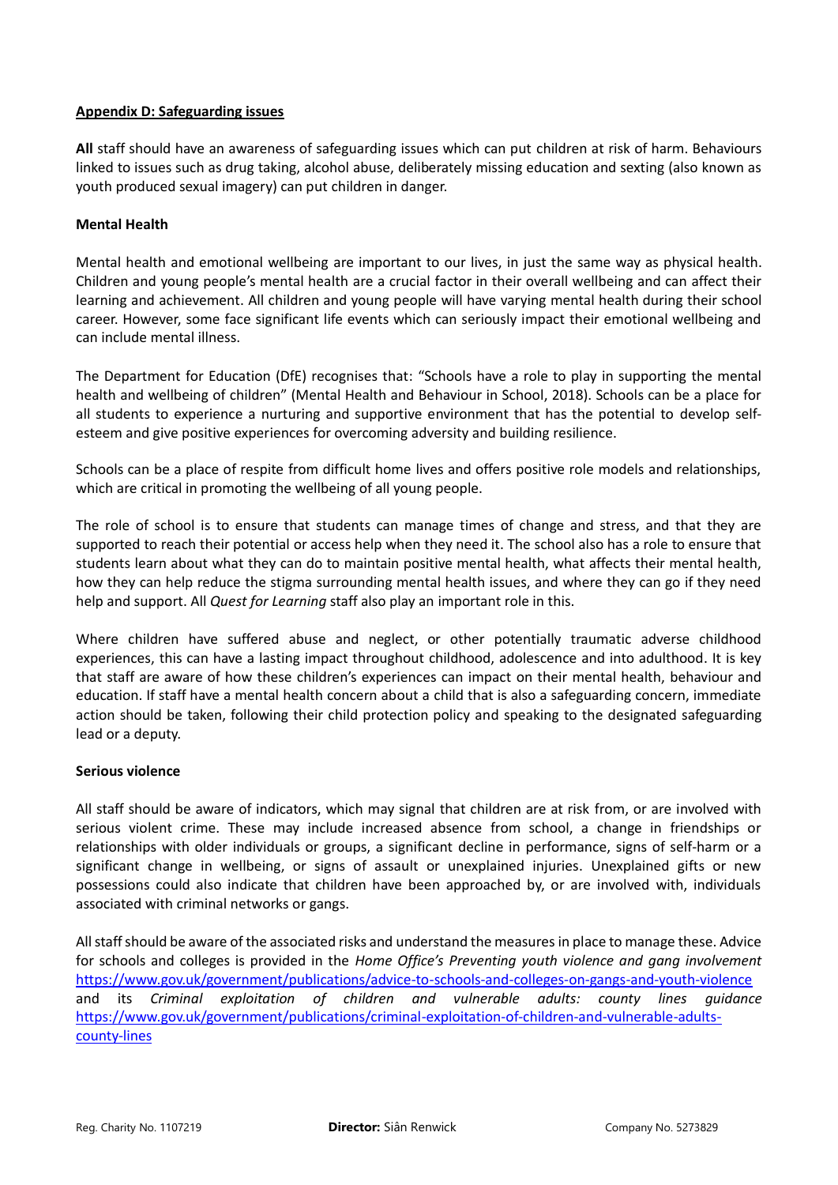## Appendix D: Safeguarding issues

**All** staff should have an awareness of safeguarding issues which can put children at risk of harm. Behaviours linked to issues such as drug taking, alcohol abuse, deliberately missing education and sexting (also known as youth produced sexual imagery) can put children in danger.

### Mental Health

Mental health and emotional wellbeing are important to our lives, in just the same way as physical health. Children and young people's mental health are a crucial factor in their overall wellbeing and can affect their learning and achievement. All children and young people will have varying mental health during their school career. However, some face significant life events which can seriously impact their emotional wellbeing and can include mental illness.

The Department for Education (DfE) recognises that: "Schools have a role to play in supporting the mental health and wellbeing of children" (Mental Health and Behaviour in School, 2018). Schools can be a place for all students to experience a nurturing and supportive environment that has the potential to develop self-esteem and give positive experiences for overcoming adversity and building resilience.

Schools can be a place of respite from difficult home lives and offers positive role models and relationships, which are critical in promoting the wellbeing of all young people.

The role of school is to ensure that students can manage times of change and stress, and that they are supported to reach their potential or access help when they need it. The school also has a role to ensure that students learn about what they can do to maintain positive mental health, what affects their mental health, how they can help reduce the stigma surrounding mental health issues, and where they can go if they need help and support. All *Quest for Learning* staff also play an important role in this.

Where children have suffered abuse and neglect, or other potentially traumatic adverse childhood experiences, this can have a lasting impact throughout childhood, adolescence and into adulthood. It is key that staff are aware of how these children's experiences can impact on their mental health, behaviour and education. If staff have a mental health concern about a child that is also a safeguarding concern, immediate action should be taken, following their child protection policy and speaking to the designated safeguarding lead or a deputy.

### Serious violence

All staff should be aware of indicators, which may signal that children are at risk from, or are involved with serious violent crime. These may include increased absence from school, a change in friendships or relationships with older individuals or groups, a significant decline in performance, signs of self-harm or a significant change in wellbeing, or signs of assault or unexplained injuries. Unexplained gifts or new possessions could also indicate that children have been approached by, or are involved with, individuals associated with criminal networks or gangs.

All staff should be aware of the associated risks and understand the measures in place to manage these. Advice for schools and colleges is provided in the *Home Office's Preventing youth violence and gang involvement* https://www.gov.uk/government/publications/advice-to-schools-and-colleges-on-gangs-and-youth-violence and its *Criminal exploitation of children and vulnerable adults: county lines guidance* https://www.gov.uk/government/publications/criminal-exploitation-of-children-and-vulnerable-adults-county-lines

Reg. Charity No. 1107219 **Director:** Siân Renwick Company No. 5273829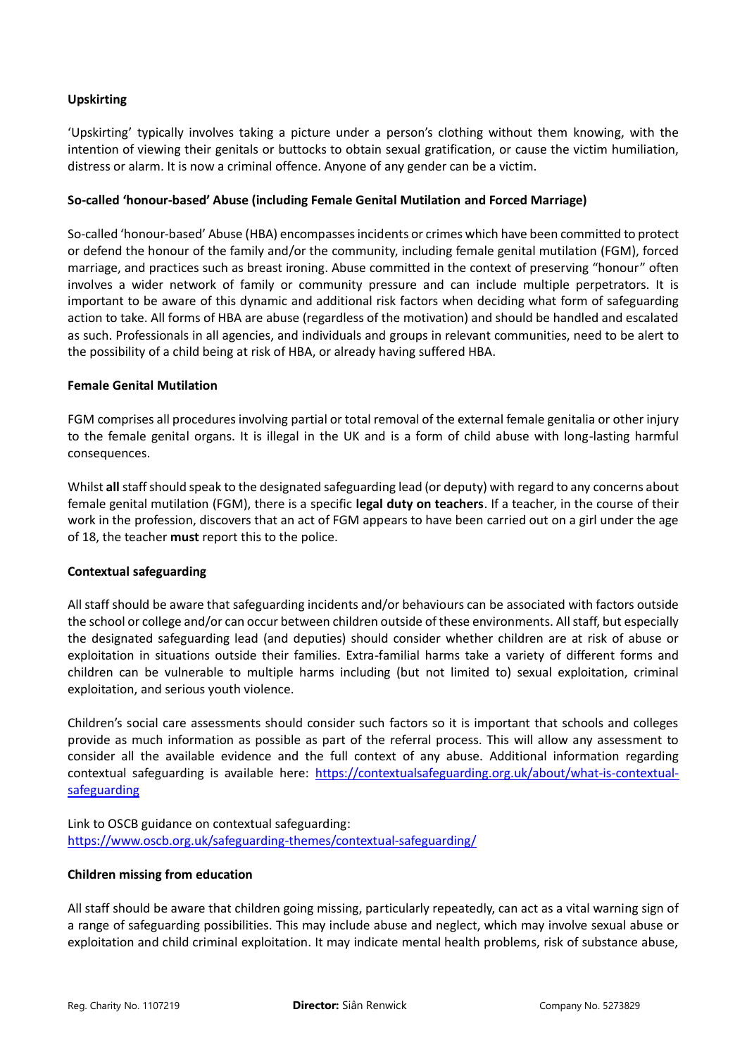**Upskirting**

'Upskirting' typically involves taking a picture under a person's clothing without them knowing, with the intention of viewing their genitals or buttocks to obtain sexual gratification, or cause the victim humiliation, distress or alarm. It is now a criminal offence. Anyone of any gender can be a victim.

**So-called 'honour-based' Abuse (including Female Genital Mutilation and Forced Marriage)**

So-called 'honour-based' Abuse (HBA) encompasses incidents or crimes which have been committed to protect or defend the honour of the family and/or the community, including female genital mutilation (FGM), forced marriage, and practices such as breast ironing. Abuse committed in the context of preserving "honour" often involves a wider network of family or community pressure and can include multiple perpetrators. It is important to be aware of this dynamic and additional risk factors when deciding what form of safeguarding action to take. All forms of HBA are abuse (regardless of the motivation) and should be handled and escalated as such. Professionals in all agencies, and individuals and groups in relevant communities, need to be alert to the possibility of a child being at risk of HBA, or already having suffered HBA.

**Female Genital Mutilation**

FGM comprises all procedures involving partial or total removal of the external female genitalia or other injury to the female genital organs. It is illegal in the UK and is a form of child abuse with long-lasting harmful consequences.

Whilst **all** staff should speak to the designated safeguarding lead (or deputy) with regard to any concerns about female genital mutilation (FGM), there is a specific **legal duty on teachers**. If a teacher, in the course of their work in the profession, discovers that an act of FGM appears to have been carried out on a girl under the age of 18, the teacher **must** report this to the police.

**Contextual safeguarding**

All staff should be aware that safeguarding incidents and/or behaviours can be associated with factors outside the school or college and/or can occur between children outside of these environments. All staff, but especially the designated safeguarding lead (and deputies) should consider whether children are at risk of abuse or exploitation in situations outside their families. Extra-familial harms take a variety of different forms and children can be vulnerable to multiple harms including (but not limited to) sexual exploitation, criminal exploitation, and serious youth violence.

Children's social care assessments should consider such factors so it is important that schools and colleges provide as much information as possible as part of the referral process. This will allow any assessment to consider all the available evidence and the full context of any abuse. Additional information regarding contextual safeguarding is available here: https://contextualsafeguarding.org.uk/about/what-is-contextual-safeguarding

Link to OSCB guidance on contextual safeguarding:
https://www.oscb.org.uk/safeguarding-themes/contextual-safeguarding/

**Children missing from education**

All staff should be aware that children going missing, particularly repeatedly, can act as a vital warning sign of a range of safeguarding possibilities. This may include abuse and neglect, which may involve sexual abuse or exploitation and child criminal exploitation. It may indicate mental health problems, risk of substance abuse,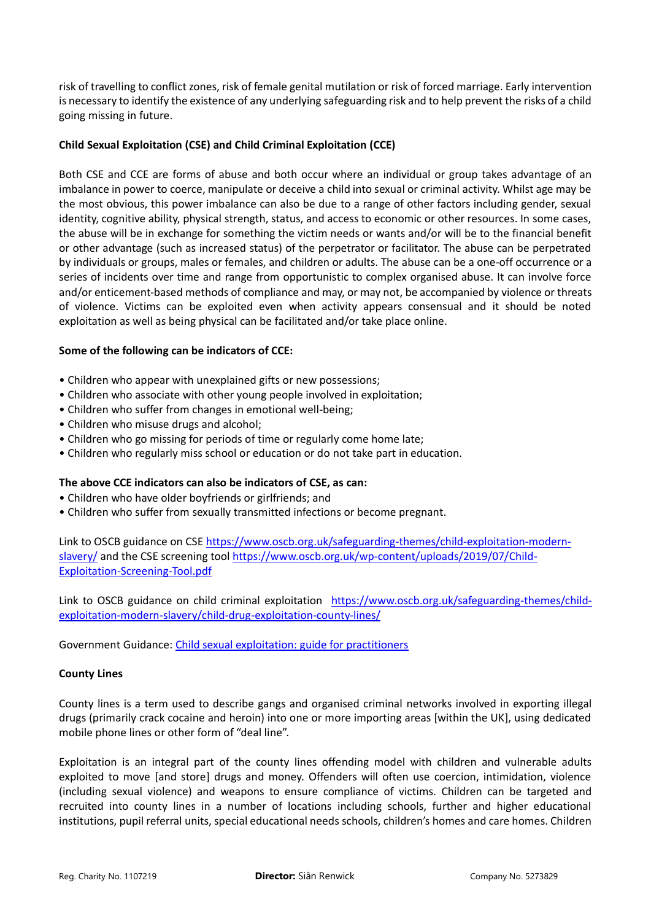risk of travelling to conflict zones, risk of female genital mutilation or risk of forced marriage. Early intervention is necessary to identify the existence of any underlying safeguarding risk and to help prevent the risks of a child going missing in future.

**Child Sexual Exploitation (CSE) and Child Criminal Exploitation (CCE)**

Both CSE and CCE are forms of abuse and both occur where an individual or group takes advantage of an imbalance in power to coerce, manipulate or deceive a child into sexual or criminal activity. Whilst age may be the most obvious, this power imbalance can also be due to a range of other factors including gender, sexual identity, cognitive ability, physical strength, status, and access to economic or other resources. In some cases, the abuse will be in exchange for something the victim needs or wants and/or will be to the financial benefit or other advantage (such as increased status) of the perpetrator or facilitator. The abuse can be perpetrated by individuals or groups, males or females, and children or adults. The abuse can be a one-off occurrence or a series of incidents over time and range from opportunistic to complex organised abuse. It can involve force and/or enticement-based methods of compliance and may, or may not, be accompanied by violence or threats of violence. Victims can be exploited even when activity appears consensual and it should be noted exploitation as well as being physical can be facilitated and/or take place online.

**Some of the following can be indicators of CCE:**

- Children who appear with unexplained gifts or new possessions;
- Children who associate with other young people involved in exploitation;
- Children who suffer from changes in emotional well-being;
- Children who misuse drugs and alcohol;
- Children who go missing for periods of time or regularly come home late;
- Children who regularly miss school or education or do not take part in education.

**The above CCE indicators can also be indicators of CSE, as can:**

- Children who have older boyfriends or girlfriends; and
- Children who suffer from sexually transmitted infections or become pregnant.

Link to OSCB guidance on CSE [https://www.oscb.org.uk/safeguarding-themes/child-exploitation-modern-slavery/](https://www.oscb.org.uk/safeguarding-themes/child-exploitation-modern-slavery/) and the CSE screening tool [https://www.oscb.org.uk/wp-content/uploads/2019/07/Child-Exploitation-Screening-Tool.pdf](https://www.oscb.org.uk/wp-content/uploads/2019/07/Child-Exploitation-Screening-Tool.pdf)

Link to OSCB guidance on child criminal exploitation [https://www.oscb.org.uk/safeguarding-themes/child-exploitation-modern-slavery/child-drug-exploitation-county-lines/](https://www.oscb.org.uk/safeguarding-themes/child-exploitation-modern-slavery/child-drug-exploitation-county-lines/)

Government Guidance: Child sexual exploitation: guide for practitioners

**County Lines**

County lines is a term used to describe gangs and organised criminal networks involved in exporting illegal drugs (primarily crack cocaine and heroin) into one or more importing areas [within the UK], using dedicated mobile phone lines or other form of "deal line".

Exploitation is an integral part of the county lines offending model with children and vulnerable adults exploited to move [and store] drugs and money. Offenders will often use coercion, intimidation, violence (including sexual violence) and weapons to ensure compliance of victims. Children can be targeted and recruited into county lines in a number of locations including schools, further and higher educational institutions, pupil referral units, special educational needs schools, children's homes and care homes. Children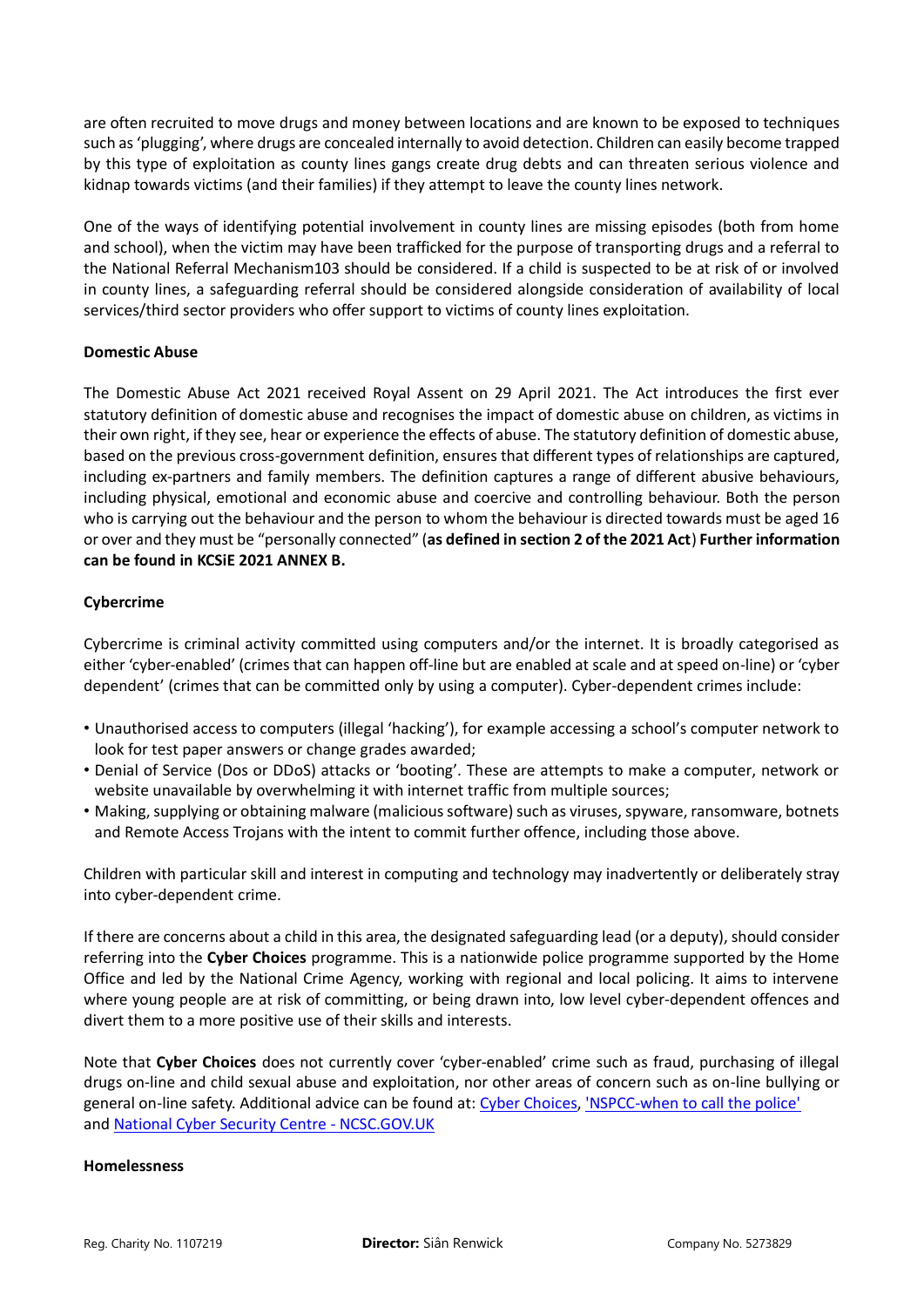are often recruited to move drugs and money between locations and are known to be exposed to techniques such as 'plugging', where drugs are concealed internally to avoid detection. Children can easily become trapped by this type of exploitation as county lines gangs create drug debts and can threaten serious violence and kidnap towards victims (and their families) if they attempt to leave the county lines network.

One of the ways of identifying potential involvement in county lines are missing episodes (both from home and school), when the victim may have been trafficked for the purpose of transporting drugs and a referral to the National Referral Mechanism103 should be considered. If a child is suspected to be at risk of or involved in county lines, a safeguarding referral should be considered alongside consideration of availability of local services/third sector providers who offer support to victims of county lines exploitation.

**Domestic Abuse**

The Domestic Abuse Act 2021 received Royal Assent on 29 April 2021. The Act introduces the first ever statutory definition of domestic abuse and recognises the impact of domestic abuse on children, as victims in their own right, if they see, hear or experience the effects of abuse. The statutory definition of domestic abuse, based on the previous cross-government definition, ensures that different types of relationships are captured, including ex-partners and family members. The definition captures a range of different abusive behaviours, including physical, emotional and economic abuse and coercive and controlling behaviour. Both the person who is carrying out the behaviour and the person to whom the behaviour is directed towards must be aged 16 or over and they must be "personally connected" (**as defined in section 2 of the 2021 Act**) **Further information can be found in KCSiE 2021 ANNEX B.**

**Cybercrime**

Cybercrime is criminal activity committed using computers and/or the internet. It is broadly categorised as either 'cyber-enabled' (crimes that can happen off-line but are enabled at scale and at speed on-line) or 'cyber dependent' (crimes that can be committed only by using a computer). Cyber-dependent crimes include:

- Unauthorised access to computers (illegal 'hacking'), for example accessing a school's computer network to look for test paper answers or change grades awarded;
- Denial of Service (Dos or DDoS) attacks or 'booting'. These are attempts to make a computer, network or website unavailable by overwhelming it with internet traffic from multiple sources;
- Making, supplying or obtaining malware (malicious software) such as viruses, spyware, ransomware, botnets and Remote Access Trojans with the intent to commit further offence, including those above.

Children with particular skill and interest in computing and technology may inadvertently or deliberately stray into cyber-dependent crime.

If there are concerns about a child in this area, the designated safeguarding lead (or a deputy), should consider referring into the **Cyber Choices** programme. This is a nationwide police programme supported by the Home Office and led by the National Crime Agency, working with regional and local policing. It aims to intervene where young people are at risk of committing, or being drawn into, low level cyber-dependent offences and divert them to a more positive use of their skills and interests.

Note that **Cyber Choices** does not currently cover 'cyber-enabled' crime such as fraud, purchasing of illegal drugs on-line and child sexual abuse and exploitation, nor other areas of concern such as on-line bullying or general on-line safety. Additional advice can be found at: Cyber Choices, 'NSPCC-when to call the police' and National Cyber Security Centre - NCSC.GOV.UK

**Homelessness**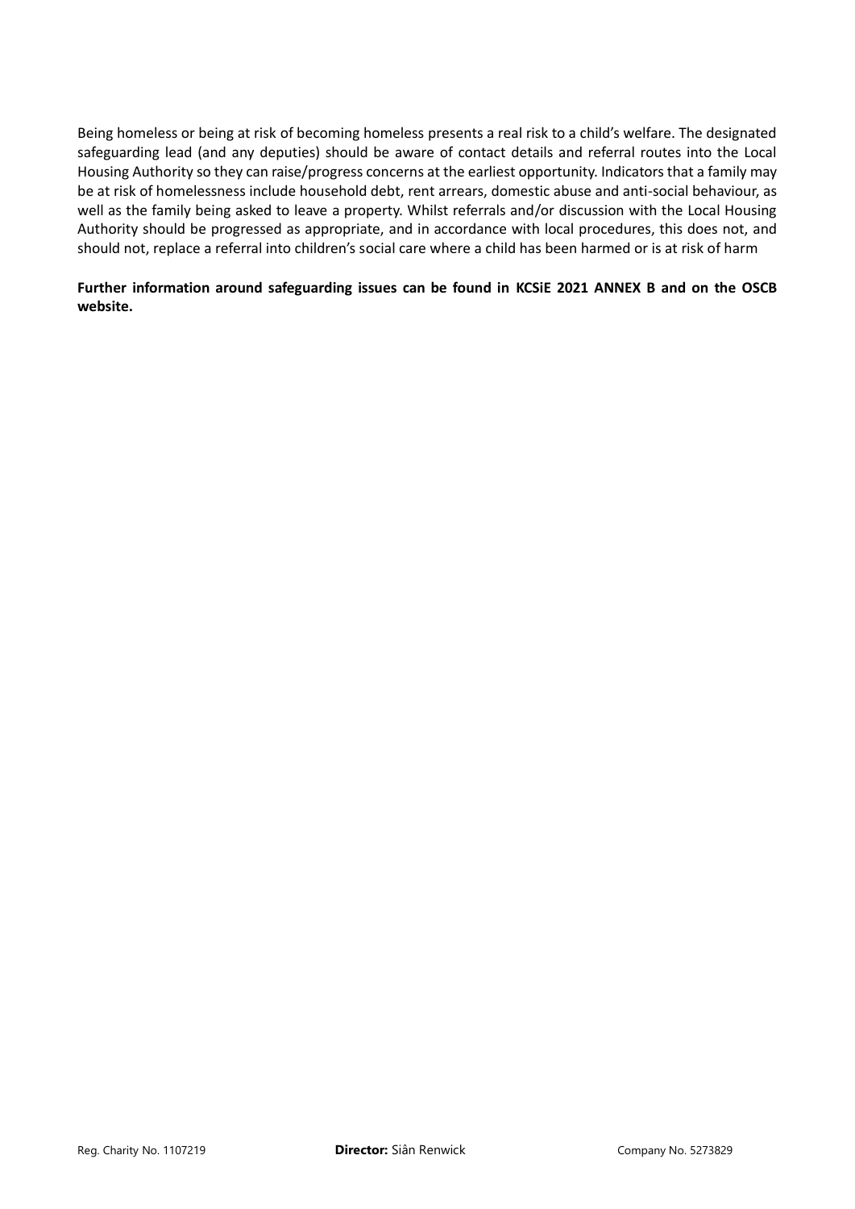Being homeless or being at risk of becoming homeless presents a real risk to a child's welfare. The designated safeguarding lead (and any deputies) should be aware of contact details and referral routes into the Local Housing Authority so they can raise/progress concerns at the earliest opportunity. Indicators that a family may be at risk of homelessness include household debt, rent arrears, domestic abuse and anti-social behaviour, as well as the family being asked to leave a property. Whilst referrals and/or discussion with the Local Housing Authority should be progressed as appropriate, and in accordance with local procedures, this does not, and should not, replace a referral into children's social care where a child has been harmed or is at risk of harm

**Further information around safeguarding issues can be found in KCSiE 2021 ANNEX B and on the OSCB website.**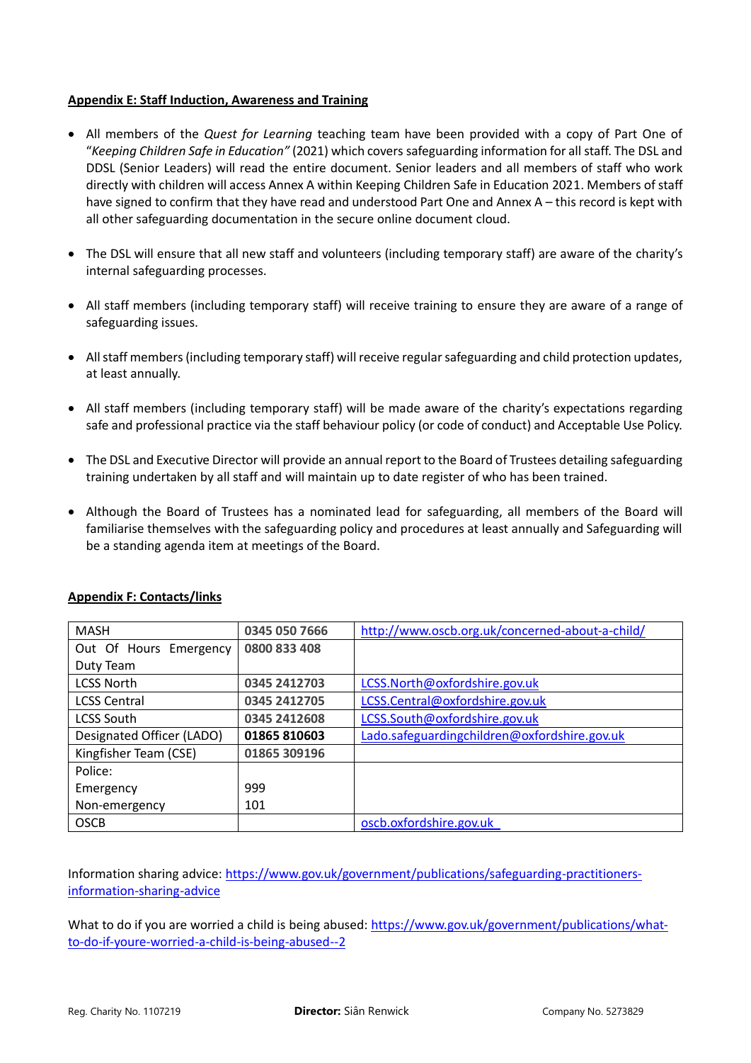**Appendix E: Staff Induction, Awareness and Training**

- All members of the *Quest for Learning* teaching team have been provided with a copy of Part One of "*Keeping Children Safe in Education"* (2021) which covers safeguarding information for all staff. The DSL and DDSL (Senior Leaders) will read the entire document. Senior leaders and all members of staff who work directly with children will access Annex A within Keeping Children Safe in Education 2021. Members of staff have signed to confirm that they have read and understood Part One and Annex A – this record is kept with all other safeguarding documentation in the secure online document cloud.

- The DSL will ensure that all new staff and volunteers (including temporary staff) are aware of the charity's internal safeguarding processes.

- All staff members (including temporary staff) will receive training to ensure they are aware of a range of safeguarding issues.

- All staff members (including temporary staff) will receive regular safeguarding and child protection updates, at least annually.

- All staff members (including temporary staff) will be made aware of the charity's expectations regarding safe and professional practice via the staff behaviour policy (or code of conduct) and Acceptable Use Policy.

- The DSL and Executive Director will provide an annual report to the Board of Trustees detailing safeguarding training undertaken by all staff and will maintain up to date register of who has been trained.

- Although the Board of Trustees has a nominated lead for safeguarding, all members of the Board will familiarise themselves with the safeguarding policy and procedures at least annually and Safeguarding will be a standing agenda item at meetings of the Board.

**Appendix F: Contacts/links**

| | | |
|---|---|---|
| MASH | **0345 050 7666** | http://www.oscb.org.uk/concerned-about-a-child/ |
| Out Of Hours Emergency Duty Team | **0800 833 408** | |
| LCSS North | **0345 2412703** | LCSS.North@oxfordshire.gov.uk |
| LCSS Central | **0345 2412705** | LCSS.Central@oxfordshire.gov.uk |
| LCSS South | **0345 2412608** | LCSS.South@oxfordshire.gov.uk |
| Designated Officer (LADO) | **01865 810603** | Lado.safeguardingchildren@oxfordshire.gov.uk |
| Kingfisher Team (CSE) | **01865 309196** | |
| Police:<br>Emergency<br>Non-emergency | <br>999<br>101 | |
| OSCB | | oscb.oxfordshire.gov.uk |

Information sharing advice: https://www.gov.uk/government/publications/safeguarding-practitioners-information-sharing-advice

What to do if you are worried a child is being abused: https://www.gov.uk/government/publications/what-to-do-if-youre-worried-a-child-is-being-abused--2

Reg. Charity No. 1107219 **Director:** Siân Renwick Company No. 5273829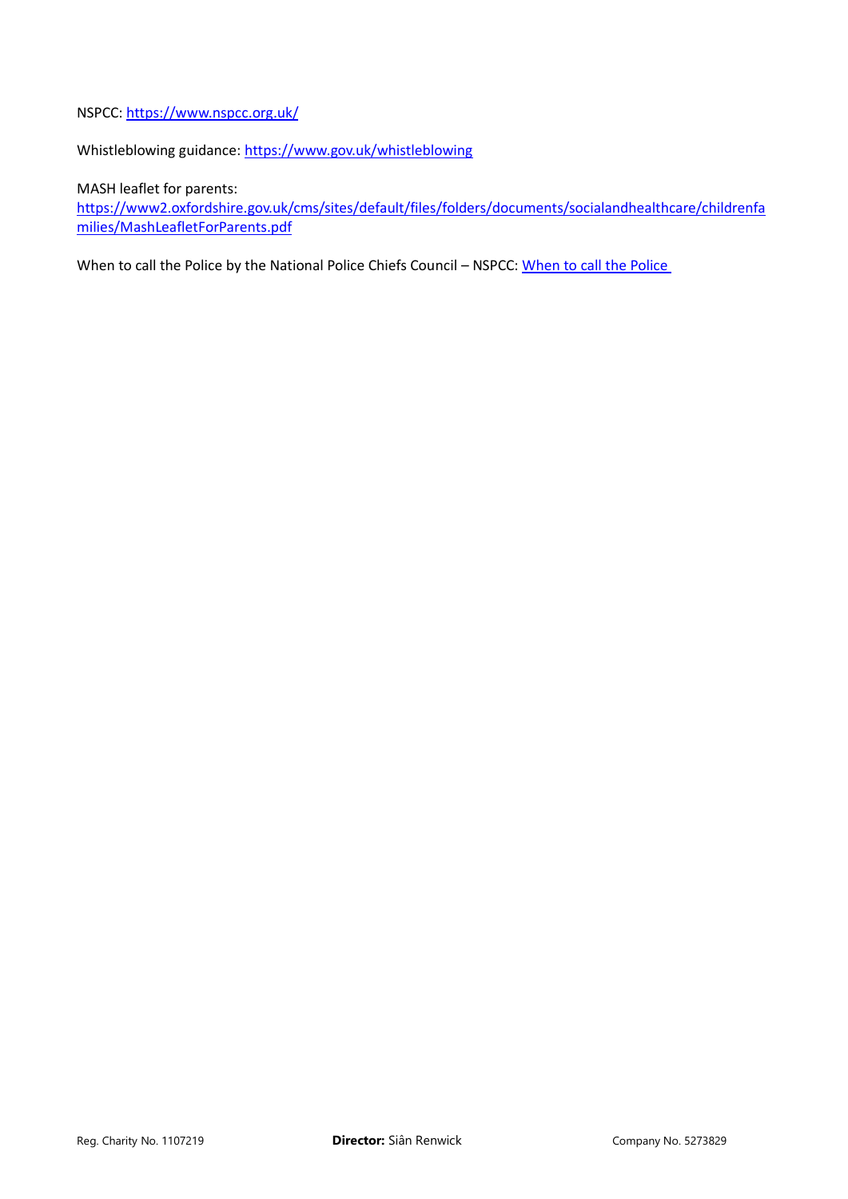NSPCC: https://www.nspcc.org.uk/

Whistleblowing guidance: https://www.gov.uk/whistleblowing

MASH leaflet for parents:
https://www2.oxfordshire.gov.uk/cms/sites/default/files/folders/documents/socialandhealthcare/childrenfamilies/MashLeafletForParents.pdf

When to call the Police by the National Police Chiefs Council – NSPCC: When to call the Police